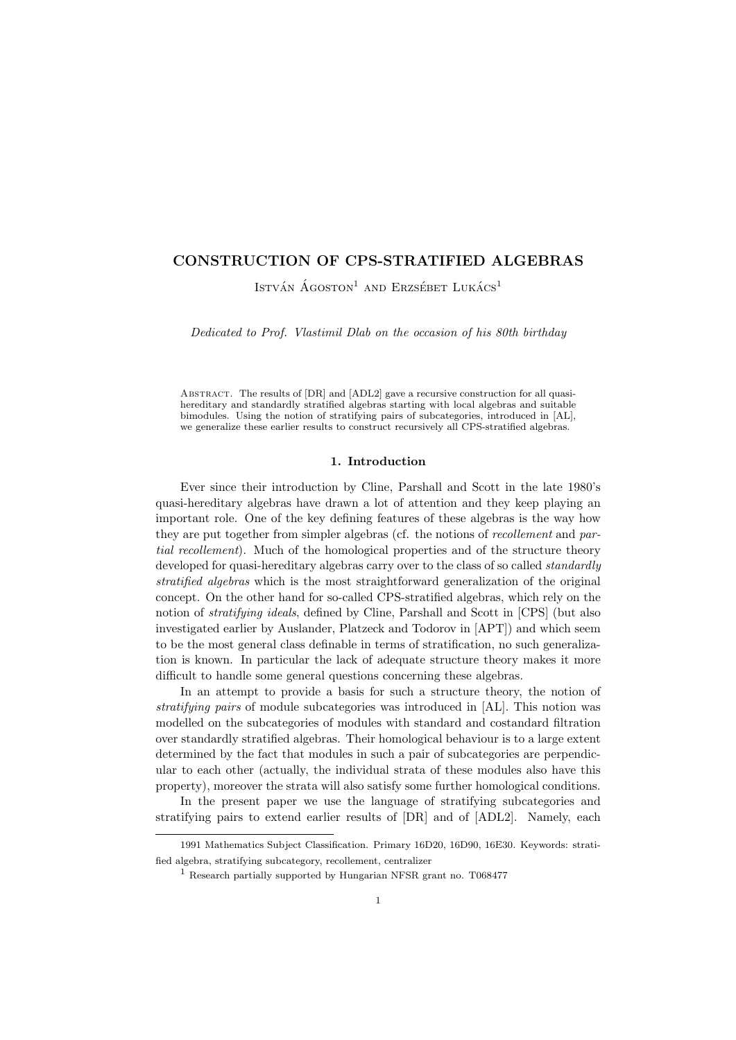# CONSTRUCTION OF CPS-STRATIFIED ALGEBRAS

István Ágoston[1] and Erzsébet Lukács[1]

*Dedicated to Prof. Vlastimil Dlab on the occasion of his 80th birthday*

Abstract. The results of [DR] and [ADL2] gave a recursive construction for all quasi-hereditary and standardly stratified algebras starting with local algebras and suitable bimodules. Using the notion of stratifying pairs of subcategories, introduced in [AL], we generalize these earlier results to construct recursively all CPS-stratified algebras.

## 1. Introduction

Ever since their introduction by Cline, Parshall and Scott in the late 1980's quasi-hereditary algebras have drawn a lot of attention and they keep playing an important role. One of the key defining features of these algebras is the way how they are put together from simpler algebras (cf. the notions of *recollement* and *partial recollement*). Much of the homological properties and of the structure theory developed for quasi-hereditary algebras carry over to the class of so called *standardly stratified algebras* which is the most straightforward generalization of the original concept. On the other hand for so-called CPS-stratified algebras, which rely on the notion of *stratifying ideals*, defined by Cline, Parshall and Scott in [CPS] (but also investigated earlier by Auslander, Platzeck and Todorov in [APT]) and which seem to be the most general class definable in terms of stratification, no such generalization is known. In particular the lack of adequate structure theory makes it more difficult to handle some general questions concerning these algebras.

In an attempt to provide a basis for such a structure theory, the notion of *stratifying pairs* of module subcategories was introduced in [AL]. This notion was modelled on the subcategories of modules with standard and costandard filtration over standardly stratified algebras. Their homological behaviour is to a large extent determined by the fact that modules in such a pair of subcategories are perpendicular to each other (actually, the individual strata of these modules also have this property), moreover the strata will also satisfy some further homological conditions.

In the present paper we use the language of stratifying subcategories and stratifying pairs to extend earlier results of [DR] and of [ADL2]. Namely, each

---

1991 Mathematics Subject Classification. Primary 16D20, 16D90, 16E30. Keywords: stratified algebra, stratifying subcategory, recollement, centralizer

[1] Research partially supported by Hungarian NFSR grant no. T068477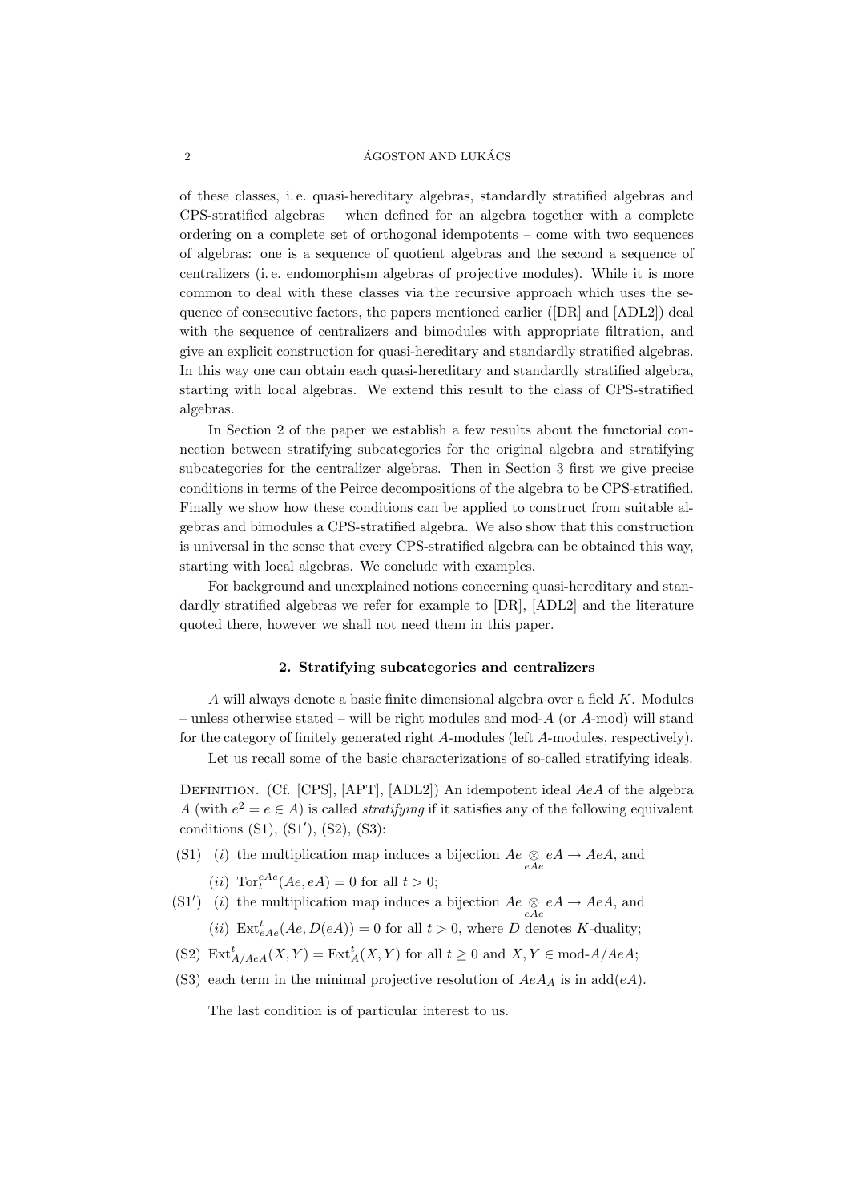of these classes, i. e. quasi-hereditary algebras, standardly stratified algebras and CPS-stratified algebras – when defined for an algebra together with a complete ordering on a complete set of orthogonal idempotents – come with two sequences of algebras: one is a sequence of quotient algebras and the second a sequence of centralizers (i. e. endomorphism algebras of projective modules). While it is more common to deal with these classes via the recursive approach which uses the sequence of consecutive factors, the papers mentioned earlier ([DR] and [ADL2]) deal with the sequence of centralizers and bimodules with appropriate filtration, and give an explicit construction for quasi-hereditary and standardly stratified algebras. In this way one can obtain each quasi-hereditary and standardly stratified algebra, starting with local algebras. We extend this result to the class of CPS-stratified algebras.

In Section 2 of the paper we establish a few results about the functorial connection between stratifying subcategories for the original algebra and stratifying subcategories for the centralizer algebras. Then in Section 3 first we give precise conditions in terms of the Peirce decompositions of the algebra to be CPS-stratified. Finally we show how these conditions can be applied to construct from suitable algebras and bimodules a CPS-stratified algebra. We also show that this construction is universal in the sense that every CPS-stratified algebra can be obtained this way, starting with local algebras. We conclude with examples.

For background and unexplained notions concerning quasi-hereditary and standardly stratified algebras we refer for example to [DR], [ADL2] and the literature quoted there, however we shall not need them in this paper.

## 2. Stratifying subcategories and centralizers

$A$ will always denote a basic finite dimensional algebra over a field $K$. Modules – unless otherwise stated – will be right modules and mod-$A$ (or $A$-mod) will stand for the category of finitely generated right $A$-modules (left $A$-modules, respectively).

Let us recall some of the basic characterizations of so-called stratifying ideals.

Definition. (Cf. [CPS], [APT], [ADL2]) An idempotent ideal $AeA$ of the algebra $A$ (with $e^2 = e \in A$) is called *stratifying* if it satisfies any of the following equivalent conditions (S1), (S1′), (S2), (S3):

(S1) (*i*) the multiplication map induces a bijection $Ae \underset{eAe}{\otimes} eA \to AeA$, and
(*ii*) $\mathrm{Tor}_t^{eAe}(Ae, eA) = 0$ for all $t > 0$;

(S1′) (*i*) the multiplication map induces a bijection $Ae \underset{eAe}{\otimes} eA \to AeA$, and
(*ii*) $\mathrm{Ext}^t_{eAe}(Ae, D(eA)) = 0$ for all $t > 0$, where $D$ denotes $K$-duality;

(S2) $\mathrm{Ext}^t_{A/AeA}(X, Y) = \mathrm{Ext}^t_A(X, Y)$ for all $t \geq 0$ and $X, Y \in$ mod-$A/AeA$;

(S3) each term in the minimal projective resolution of $AeA_A$ is in $\mathrm{add}(eA)$.

The last condition is of particular interest to us.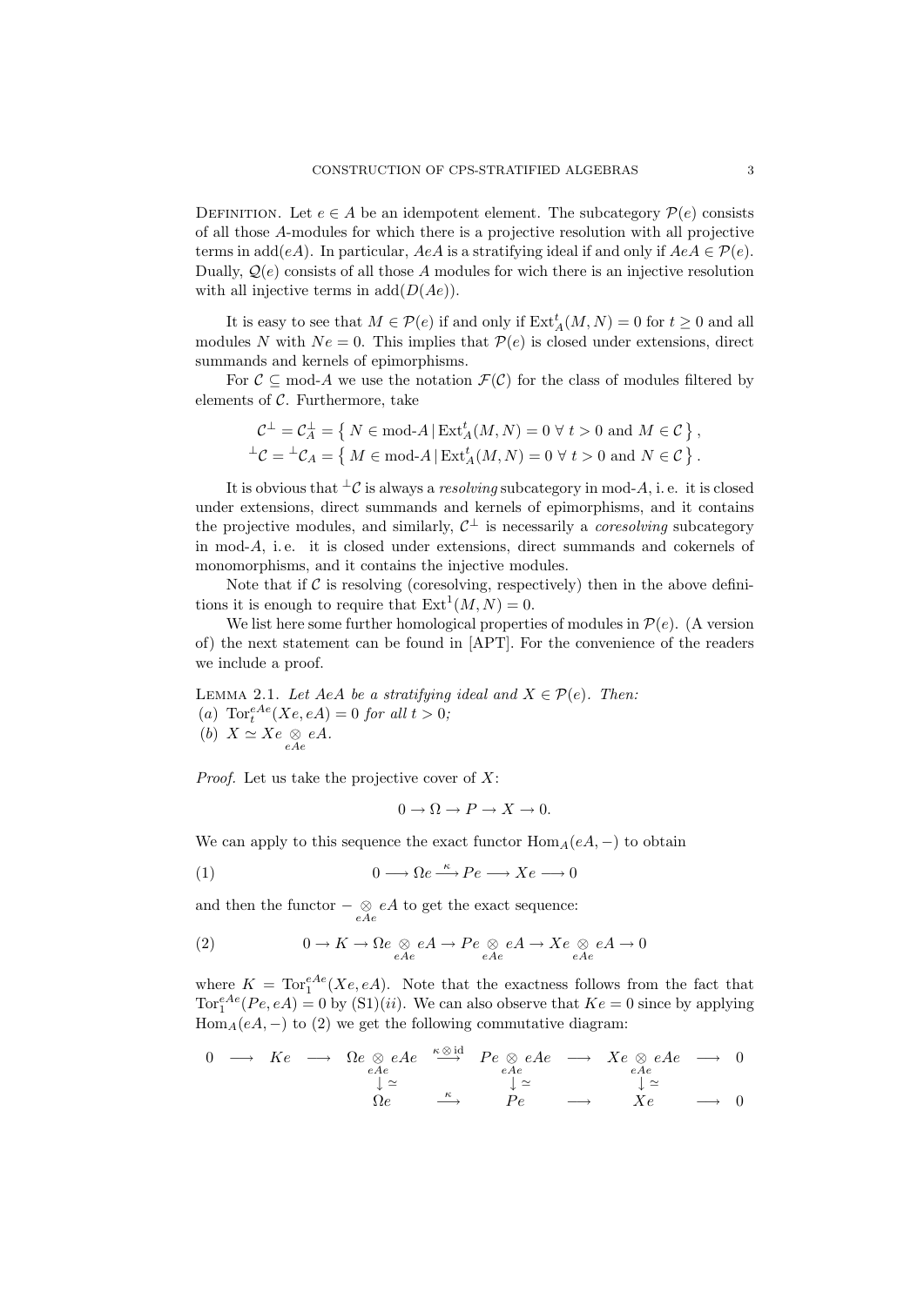DEFINITION. Let $e \in A$ be an idempotent element. The subcategory $\mathcal{P}(e)$ consists of all those $A$-modules for which there is a projective resolution with all projective terms in $\mathrm{add}(eA)$. In particular, $AeA$ is a stratifying ideal if and only if $AeA \in \mathcal{P}(e)$. Dually, $\mathcal{Q}(e)$ consists of all those $A$ modules for wich there is an injective resolution with all injective terms in $\mathrm{add}(D(Ae))$.

It is easy to see that $M \in \mathcal{P}(e)$ if and only if $\mathrm{Ext}^t_A(M, N) = 0$ for $t \geq 0$ and all modules $N$ with $Ne = 0$. This implies that $\mathcal{P}(e)$ is closed under extensions, direct summands and kernels of epimorphisms.

For $\mathcal{C} \subseteq \text{mod-}A$ we use the notation $\mathcal{F}(\mathcal{C})$ for the class of modules filtered by elements of $\mathcal{C}$. Furthermore, take

$$\mathcal{C}^{\perp} = \mathcal{C}^{\perp}_A = \left\{ N \in \text{mod-}A \,|\, \mathrm{Ext}^t_A(M, N) = 0 \ \forall \ t > 0 \text{ and } M \in \mathcal{C} \right\},$$
$${}^{\perp}\mathcal{C} = {}^{\perp}\mathcal{C}_A = \left\{ M \in \text{mod-}A \,|\, \mathrm{Ext}^t_A(M, N) = 0 \ \forall \ t > 0 \text{ and } N \in \mathcal{C} \right\}.$$

It is obvious that ${}^{\perp}\mathcal{C}$ is always a *resolving* subcategory in mod-$A$, i. e. it is closed under extensions, direct summands and kernels of epimorphisms, and it contains the projective modules, and similarly, $\mathcal{C}^{\perp}$ is necessarily a *coresolving* subcategory in mod-$A$, i. e. it is closed under extensions, direct summands and cokernels of monomorphisms, and it contains the injective modules.

Note that if $\mathcal{C}$ is resolving (coresolving, respectively) then in the above definitions it is enough to require that $\mathrm{Ext}^1(M, N) = 0$.

We list here some further homological properties of modules in $\mathcal{P}(e)$. (A version of) the next statement can be found in [APT]. For the convenience of the readers we include a proof.

LEMMA 2.1. *Let $AeA$ be a stratifying ideal and $X \in \mathcal{P}(e)$. Then:*
*(a)* $\mathrm{Tor}^{eAe}_t(Xe, eA) = 0$ *for all* $t > 0$*;*
*(b)* $X \simeq Xe \underset{eAe}{\otimes} eA$.

*Proof.* Let us take the projective cover of $X$:

$$0 \to \Omega \to P \to X \to 0.$$

We can apply to this sequence the exact functor $\mathrm{Hom}_A(eA, -)$ to obtain

$$0 \longrightarrow \Omega e \xrightarrow{\kappa} Pe \longrightarrow Xe \longrightarrow 0 \tag{1}$$

and then the functor $- \underset{eAe}{\otimes} eA$ to get the exact sequence:

$$0 \to K \to \Omega e \underset{eAe}{\otimes} eA \to Pe \underset{eAe}{\otimes} eA \to Xe \underset{eAe}{\otimes} eA \to 0 \tag{2}$$

where $K = \mathrm{Tor}^{eAe}_1(Xe, eA)$. Note that the exactness follows from the fact that $\mathrm{Tor}^{eAe}_1(Pe, eA) = 0$ by (S1)$(ii)$. We can also observe that $Ke = 0$ since by applying $\mathrm{Hom}_A(eA, -)$ to (2) we get the following commutative diagram:

$$\begin{array}{ccccccccccc}
0 & \longrightarrow & Ke & \longrightarrow & \Omega e \underset{eAe}{\otimes} eAe & \xrightarrow{\kappa \otimes \mathrm{id}} & Pe \underset{eAe}{\otimes} eAe & \longrightarrow & Xe \underset{eAe}{\otimes} eAe & \longrightarrow & 0 \\
 & & & & \downarrow \simeq & & \downarrow \simeq & & \downarrow \simeq & & \\
 & & & & \Omega e & \xrightarrow{\kappa} & Pe & \longrightarrow & Xe & \longrightarrow & 0
\end{array}$$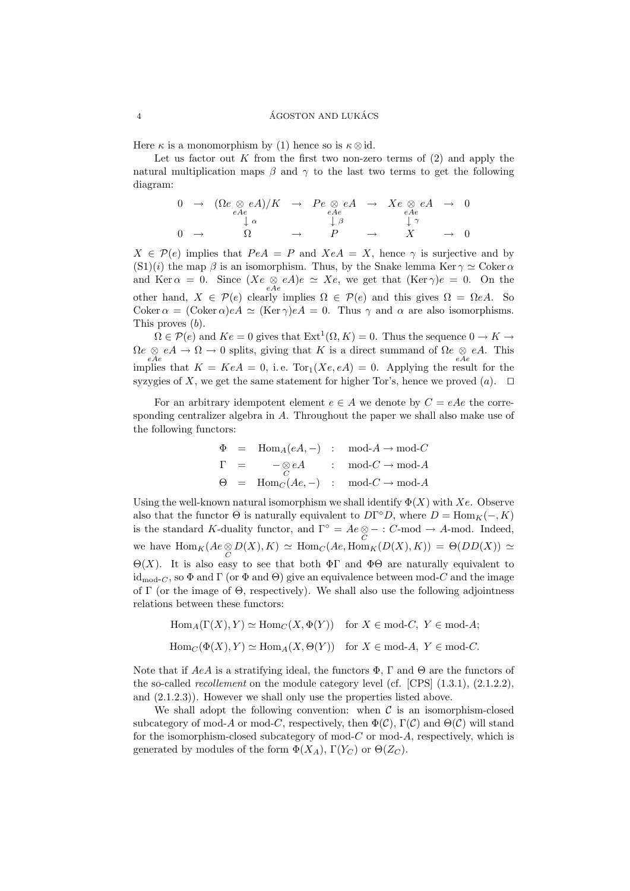Here $\kappa$ is a monomorphism by (1) hence so is $\kappa \otimes \mathrm{id}$.

Let us factor out $K$ from the first two non-zero terms of (2) and apply the natural multiplication maps $\beta$ and $\gamma$ to the last two terms to get the following diagram:

$$\begin{array}{ccccccccc} 0 & \to & (\Omega e \underset{eAe}{\otimes} eA)/K & \to & Pe \underset{eAe}{\otimes} eA & \to & Xe \underset{eAe}{\otimes} eA & \to & 0 \\ & & \downarrow \alpha & & \downarrow \beta & & \downarrow \gamma & & \\ 0 & \to & \Omega & \to & P & \to & X & \to & 0 \end{array}$$

$X \in \mathcal{P}(e)$ implies that $PeA = P$ and $XeA = X$, hence $\gamma$ is surjective and by (S1)($i$) the map $\beta$ is an isomorphism. Thus, by the Snake lemma $\operatorname{Ker}\gamma \simeq \operatorname{Coker}\alpha$ and $\operatorname{Ker}\alpha = 0$. Since $(Xe \underset{eAe}{\otimes} eA)e \simeq Xe$, we get that $(\operatorname{Ker}\gamma)e = 0$. On the other hand, $X \in \mathcal{P}(e)$ clearly implies $\Omega \in \mathcal{P}(e)$ and this gives $\Omega = \Omega eA$. So $\operatorname{Coker}\alpha = (\operatorname{Coker}\alpha)eA \simeq (\operatorname{Ker}\gamma)eA = 0$. Thus $\gamma$ and $\alpha$ are also isomorphisms. This proves ($b$).

$\Omega \in \mathcal{P}(e)$ and $Ke = 0$ gives that $\operatorname{Ext}^1(\Omega, K) = 0$. Thus the sequence $0 \to K \to \Omega e \underset{eAe}{\otimes} eA \to \Omega \to 0$ splits, giving that $K$ is a direct summand of $\Omega e \underset{eAe}{\otimes} eA$. This implies that $K = KeA = 0$, i. e. $\operatorname{Tor}_1(Xe, eA) = 0$. Applying the result for the syzygies of $X$, we get the same statement for higher Tor's, hence we proved ($a$). $\square$

For an arbitrary idempotent element $e \in A$ we denote by $C = eAe$ the corresponding centralizer algebra in $A$. Throughout the paper we shall also make use of the following functors:

$$\begin{array}{rcccl} \Phi & = & \operatorname{Hom}_A(eA, -) & : & \text{mod-}A \to \text{mod-}C \\ \Gamma & = & - \underset{C}{\otimes} eA & : & \text{mod-}C \to \text{mod-}A \\ \Theta & = & \operatorname{Hom}_C(Ae, -) & : & \text{mod-}C \to \text{mod-}A \end{array}$$

Using the well-known natural isomorphism we shall identify $\Phi(X)$ with $Xe$. Observe also that the functor $\Theta$ is naturally equivalent to $D\Gamma^\circ D$, where $D = \operatorname{Hom}_K(-, K)$ is the standard $K$-duality functor, and $\Gamma^\circ = Ae \underset{C}{\otimes} - : C\text{-mod} \to A\text{-mod}$. Indeed, we have $\operatorname{Hom}_K(Ae \underset{C}{\otimes} D(X), K) \simeq \operatorname{Hom}_C(Ae, \operatorname{Hom}_K(D(X), K)) = \Theta(DD(X)) \simeq \Theta(X)$. It is also easy to see that both $\Phi\Gamma$ and $\Phi\Theta$ are naturally equivalent to $\mathrm{id}_{\text{mod-}C}$, so $\Phi$ and $\Gamma$ (or $\Phi$ and $\Theta$) give an equivalence between mod-$C$ and the image of $\Gamma$ (or the image of $\Theta$, respectively). We shall also use the following adjointness relations between these functors:

$$\operatorname{Hom}_A(\Gamma(X), Y) \simeq \operatorname{Hom}_C(X, \Phi(Y)) \quad \text{for } X \in \text{mod-}C,\ Y \in \text{mod-}A;$$

$$\operatorname{Hom}_C(\Phi(X), Y) \simeq \operatorname{Hom}_A(X, \Theta(Y)) \quad \text{for } X \in \text{mod-}A,\ Y \in \text{mod-}C.$$

Note that if $AeA$ is a stratifying ideal, the functors $\Phi$, $\Gamma$ and $\Theta$ are the functors of the so-called *recollement* on the module category level (cf. [CPS] (1.3.1), (2.1.2.2), and (2.1.2.3)). However we shall only use the properties listed above.

We shall adopt the following convention: when $\mathcal{C}$ is an isomorphism-closed subcategory of mod-$A$ or mod-$C$, respectively, then $\Phi(\mathcal{C})$, $\Gamma(\mathcal{C})$ and $\Theta(\mathcal{C})$ will stand for the isomorphism-closed subcategory of mod-$C$ or mod-$A$, respectively, which is generated by modules of the form $\Phi(X_A)$, $\Gamma(Y_C)$ or $\Theta(Z_C)$.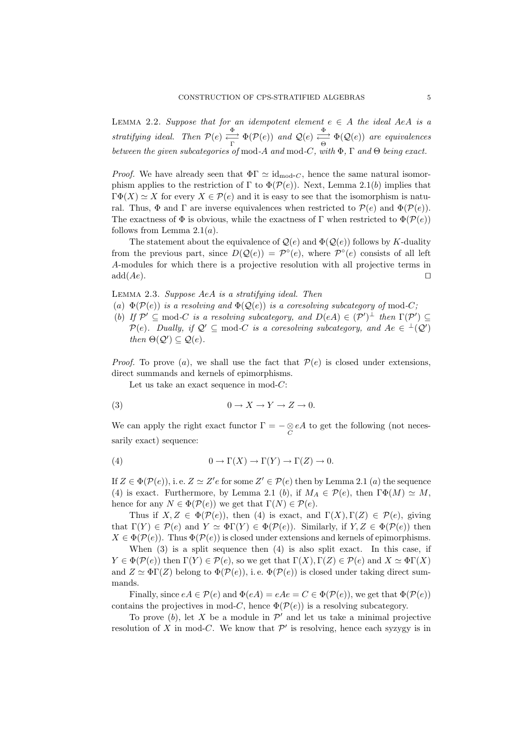LEMMA 2.2. *Suppose that for an idempotent element $e \in A$ the ideal $AeA$ is a stratifying ideal. Then $\mathcal{P}(e) \underset{\Gamma}{\overset{\Phi}{\rightleftarrows}} \Phi(\mathcal{P}(e))$ and $\mathcal{Q}(e) \underset{\Theta}{\overset{\Phi}{\rightleftarrows}} \Phi(\mathcal{Q}(e))$ are equivalences between the given subcategories of* mod-$A$ *and* mod-$C$*, with $\Phi$, $\Gamma$ and $\Theta$ being exact.*

*Proof.* We have already seen that $\Phi\Gamma \simeq \mathrm{id}_{\text{mod-}C}$, hence the same natural isomorphism applies to the restriction of $\Gamma$ to $\Phi(\mathcal{P}(e))$. Next, Lemma 2.1(*b*) implies that $\Gamma\Phi(X) \simeq X$ for every $X \in \mathcal{P}(e)$ and it is easy to see that the isomorphism is natural. Thus, $\Phi$ and $\Gamma$ are inverse equivalences when restricted to $\mathcal{P}(e)$ and $\Phi(\mathcal{P}(e))$. The exactness of $\Phi$ is obvious, while the exactness of $\Gamma$ when restricted to $\Phi(\mathcal{P}(e))$ follows from Lemma 2.1(*a*).

The statement about the equivalence of $\mathcal{Q}(e)$ and $\Phi(\mathcal{Q}(e))$ follows by $K$-duality from the previous part, since $D(\mathcal{Q}(e)) = \mathcal{P}^\circ(e)$, where $\mathcal{P}^\circ(e)$ consists of all left $A$-modules for which there is a projective resolution with all projective terms in $\mathrm{add}(Ae)$. $\square$

LEMMA 2.3. *Suppose $AeA$ is a stratifying ideal. Then*

(*a*) *$\Phi(\mathcal{P}(e))$ is a resolving and $\Phi(\mathcal{Q}(e))$ is a coresolving subcategory of* mod-$C$*;*

(*b*) *If $\mathcal{P}' \subseteq$ mod-$C$ is a resolving subcategory, and $D(eA) \in (\mathcal{P}')^\perp$ then $\Gamma(\mathcal{P}') \subseteq \mathcal{P}(e)$. Dually, if $\mathcal{Q}' \subseteq$ mod-$C$ is a coresolving subcategory, and $Ae \in {}^\perp(\mathcal{Q}')$ then $\Theta(\mathcal{Q}') \subseteq \mathcal{Q}(e)$.*

*Proof.* To prove (*a*), we shall use the fact that $\mathcal{P}(e)$ is closed under extensions, direct summands and kernels of epimorphisms.

Let us take an exact sequence in mod-$C$:

$$0 \to X \to Y \to Z \to 0. \tag{3}$$

We can apply the right exact functor $\Gamma = - \underset{C}{\otimes} eA$ to get the following (not necessarily exact) sequence:

$$0 \to \Gamma(X) \to \Gamma(Y) \to \Gamma(Z) \to 0. \tag{4}$$

If $Z \in \Phi(\mathcal{P}(e))$, i. e. $Z \simeq Z'e$ for some $Z' \in \mathcal{P}(e)$ then by Lemma 2.1 (*a*) the sequence (4) is exact. Furthermore, by Lemma 2.1 (*b*), if $M_A \in \mathcal{P}(e)$, then $\Gamma\Phi(M) \simeq M$, hence for any $N \in \Phi(\mathcal{P}(e))$ we get that $\Gamma(N) \in \mathcal{P}(e)$.

Thus if $X, Z \in \Phi(\mathcal{P}(e))$, then (4) is exact, and $\Gamma(X), \Gamma(Z) \in \mathcal{P}(e)$, giving that $\Gamma(Y) \in \mathcal{P}(e)$ and $Y \simeq \Phi\Gamma(Y) \in \Phi(\mathcal{P}(e))$. Similarly, if $Y, Z \in \Phi(\mathcal{P}(e))$ then $X \in \Phi(\mathcal{P}(e))$. Thus $\Phi(\mathcal{P}(e))$ is closed under extensions and kernels of epimorphisms.

When (3) is a split sequence then (4) is also split exact. In this case, if $Y \in \Phi(\mathcal{P}(e))$ then $\Gamma(Y) \in \mathcal{P}(e)$, so we get that $\Gamma(X), \Gamma(Z) \in \mathcal{P}(e)$ and $X \simeq \Phi\Gamma(X)$ and $Z \simeq \Phi\Gamma(Z)$ belong to $\Phi(\mathcal{P}(e))$, i. e. $\Phi(\mathcal{P}(e))$ is closed under taking direct summands.

Finally, since $eA \in \mathcal{P}(e)$ and $\Phi(eA) = eAe = C \in \Phi(\mathcal{P}(e))$, we get that $\Phi(\mathcal{P}(e))$ contains the projectives in mod-$C$, hence $\Phi(\mathcal{P}(e))$ is a resolving subcategory.

To prove (*b*), let $X$ be a module in $\mathcal{P}'$ and let us take a minimal projective resolution of $X$ in mod-$C$. We know that $\mathcal{P}'$ is resolving, hence each syzygy is in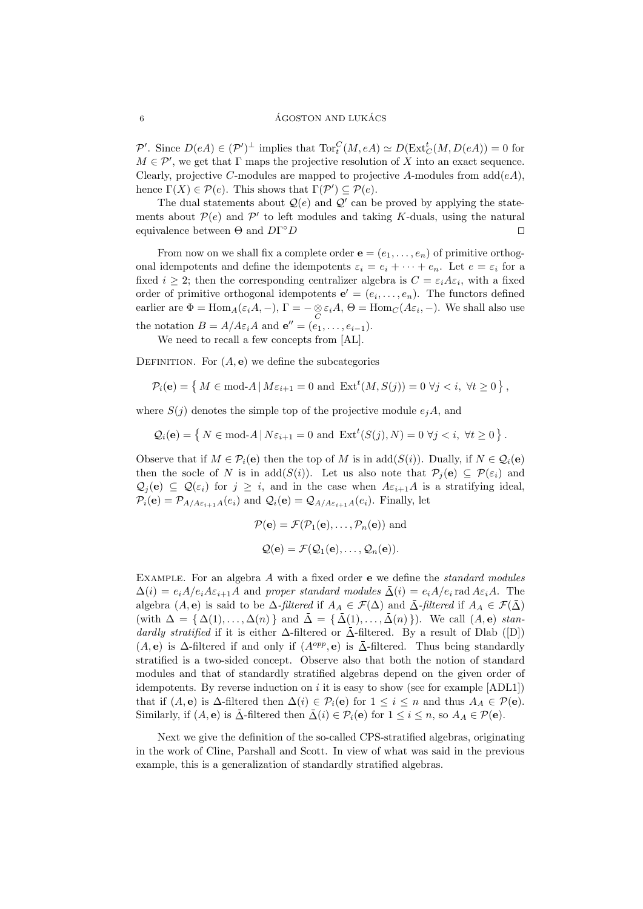$\mathcal{P}'$. Since $D(eA) \in (\mathcal{P}')^\perp$ implies that $\mathrm{Tor}_t^C(M, eA) \simeq D(\mathrm{Ext}_C^t(M, D(eA)) = 0$ for $M \in \mathcal{P}'$, we get that $\Gamma$ maps the projective resolution of $X$ into an exact sequence. Clearly, projective $C$-modules are mapped to projective $A$-modules from $\mathrm{add}(eA)$, hence $\Gamma(X) \in \mathcal{P}(e)$. This shows that $\Gamma(\mathcal{P}') \subseteq \mathcal{P}(e)$.

The dual statements about $\mathcal{Q}(e)$ and $\mathcal{Q}'$ can be proved by applying the statements about $\mathcal{P}(e)$ and $\mathcal{P}'$ to left modules and taking $K$-duals, using the natural equivalence between $\Theta$ and $D\Gamma^\circ D$ $\square$

From now on we shall fix a complete order $\mathbf{e} = (e_1, \dots, e_n)$ of primitive orthogonal idempotents and define the idempotents $\varepsilon_i = e_i + \cdots + e_n$. Let $e = \varepsilon_i$ for a fixed $i \geq 2$; then the corresponding centralizer algebra is $C = \varepsilon_i A \varepsilon_i$, with a fixed order of primitive orthogonal idempotents $\mathbf{e}' = (e_i, \dots, e_n)$. The functors defined earlier are $\Phi = \mathrm{Hom}_A(\varepsilon_i A, -)$, $\Gamma = - \underset{C}{\otimes} \varepsilon_i A$, $\Theta = \mathrm{Hom}_C(A\varepsilon_i, -)$. We shall also use the notation $B = A/A\varepsilon_i A$ and $\mathbf{e}'' = (e_1, \dots, e_{i-1})$.

We need to recall a few concepts from [AL].

Definition. For $(A, \mathbf{e})$ we define the subcategories

$$\mathcal{P}_i(\mathbf{e}) = \left\{ M \in \text{mod-}A \,|\, M\varepsilon_{i+1} = 0 \text{ and } \mathrm{Ext}^t(M, S(j)) = 0 \ \forall j < i, \ \forall t \geq 0 \right\},$$

where $S(j)$ denotes the simple top of the projective module $e_j A$, and

$$\mathcal{Q}_i(\mathbf{e}) = \left\{ N \in \text{mod-}A \,|\, N\varepsilon_{i+1} = 0 \text{ and } \mathrm{Ext}^t(S(j), N) = 0 \ \forall j < i, \ \forall t \geq 0 \right\}.$$

Observe that if $M \in \mathcal{P}_i(\mathbf{e})$ then the top of $M$ is in $\mathrm{add}(S(i))$. Dually, if $N \in \mathcal{Q}_i(\mathbf{e})$ then the socle of $N$ is in $\mathrm{add}(S(i))$. Let us also note that $\mathcal{P}_j(\mathbf{e}) \subseteq \mathcal{P}(\varepsilon_i)$ and $\mathcal{Q}_j(\mathbf{e}) \subseteq \mathcal{Q}(\varepsilon_i)$ for $j \geq i$, and in the case when $A\varepsilon_{i+1}A$ is a stratifying ideal, $\mathcal{P}_i(\mathbf{e}) = \mathcal{P}_{A/A\varepsilon_{i+1}A}(e_i)$ and $\mathcal{Q}_i(\mathbf{e}) = \mathcal{Q}_{A/A\varepsilon_{i+1}A}(e_i)$. Finally, let

$$\mathcal{P}(\mathbf{e}) = \mathcal{F}(\mathcal{P}_1(\mathbf{e}), \dots, \mathcal{P}_n(\mathbf{e})) \text{ and}$$

$$\mathcal{Q}(\mathbf{e}) = \mathcal{F}(\mathcal{Q}_1(\mathbf{e}), \dots, \mathcal{Q}_n(\mathbf{e})).$$

Example. For an algebra $A$ with a fixed order $\mathbf{e}$ we define the *standard modules* $\Delta(i) = e_i A / e_i A \varepsilon_{i+1} A$ and *proper standard modules* $\bar{\Delta}(i) = e_i A / e_i \operatorname{rad} A \varepsilon_i A$. The algebra $(A, \mathbf{e})$ is said to be $\Delta$-*filtered* if $A_A \in \mathcal{F}(\Delta)$ and $\bar{\Delta}$-*filtered* if $A_A \in \mathcal{F}(\bar{\Delta})$ (with $\Delta = \{ \Delta(1), \dots, \Delta(n) \}$ and $\bar{\Delta} = \{ \bar{\Delta}(1), \dots, \bar{\Delta}(n) \}$). We call $(A, \mathbf{e})$ *standardly stratified* if it is either $\Delta$-filtered or $\bar{\Delta}$-filtered. By a result of Dlab ([D]) $(A, \mathbf{e})$ is $\Delta$-filtered if and only if $(A^{opp}, \mathbf{e})$ is $\bar{\Delta}$-filtered. Thus being standardly stratified is a two-sided concept. Observe also that both the notion of standard modules and that of standardly stratified algebras depend on the given order of idempotents. By reverse induction on $i$ it is easy to show (see for example [ADL1]) that if $(A, \mathbf{e})$ is $\Delta$-filtered then $\Delta(i) \in \mathcal{P}_i(\mathbf{e})$ for $1 \leq i \leq n$ and thus $A_A \in \mathcal{P}(\mathbf{e})$. Similarly, if $(A, \mathbf{e})$ is $\bar{\Delta}$-filtered then $\bar{\Delta}(i) \in \mathcal{P}_i(\mathbf{e})$ for $1 \leq i \leq n$, so $A_A \in \mathcal{P}(\mathbf{e})$.

Next we give the definition of the so-called CPS-stratified algebras, originating in the work of Cline, Parshall and Scott. In view of what was said in the previous example, this is a generalization of standardly stratified algebras.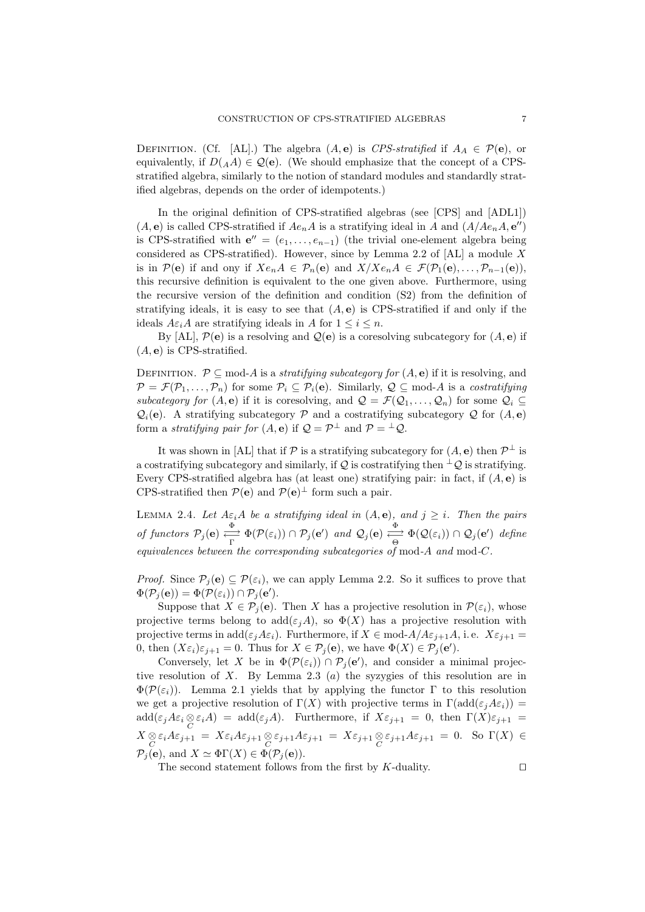Definition. (Cf. [AL].) The algebra $(A, \mathbf{e})$ is *CPS-stratified* if $A_A \in \mathcal{P}(\mathbf{e})$, or equivalently, if $D({}_AA) \in \mathcal{Q}(\mathbf{e})$. (We should emphasize that the concept of a CPS-stratified algebra, similarly to the notion of standard modules and standardly stratified algebras, depends on the order of idempotents.)

In the original definition of CPS-stratified algebras (see [CPS] and [ADL1]) $(A, \mathbf{e})$ is called CPS-stratified if $Ae_nA$ is a stratifying ideal in $A$ and $(A/Ae_nA, \mathbf{e}'')$ is CPS-stratified with $\mathbf{e}'' = (e_1, \ldots, e_{n-1})$ (the trivial one-element algebra being considered as CPS-stratified). However, since by Lemma 2.2 of [AL] a module $X$ is in $\mathcal{P}(\mathbf{e})$ if and ony if $Xe_nA \in \mathcal{P}_n(\mathbf{e})$ and $X/Xe_nA \in \mathcal{F}(\mathcal{P}_1(\mathbf{e}), \ldots, \mathcal{P}_{n-1}(\mathbf{e}))$, this recursive definition is equivalent to the one given above. Furthermore, using the recursive version of the definition and condition (S2) from the definition of stratifying ideals, it is easy to see that $(A, \mathbf{e})$ is CPS-stratified if and only if the ideals $A\varepsilon_iA$ are stratifying ideals in $A$ for $1 \leq i \leq n$.

By [AL], $\mathcal{P}(\mathbf{e})$ is a resolving and $\mathcal{Q}(\mathbf{e})$ is a coresolving subcategory for $(A, \mathbf{e})$ if $(A, \mathbf{e})$ is CPS-stratified.

Definition. $\mathcal{P} \subseteq$ mod-$A$ is a *stratifying subcategory for* $(A, \mathbf{e})$ if it is resolving, and $\mathcal{P} = \mathcal{F}(\mathcal{P}_1, \ldots, \mathcal{P}_n)$ for some $\mathcal{P}_i \subseteq \mathcal{P}_i(\mathbf{e})$. Similarly, $\mathcal{Q} \subseteq$ mod-$A$ is a *costratifying subcategory for* $(A, \mathbf{e})$ if it is coresolving, and $\mathcal{Q} = \mathcal{F}(\mathcal{Q}_1, \ldots, \mathcal{Q}_n)$ for some $\mathcal{Q}_i \subseteq \mathcal{Q}_i(\mathbf{e})$. A stratifying subcategory $\mathcal{P}$ and a costratifying subcategory $\mathcal{Q}$ for $(A, \mathbf{e})$ form a *stratifying pair for* $(A, \mathbf{e})$ if $\mathcal{Q} = \mathcal{P}^{\perp}$ and $\mathcal{P} = {}^{\perp}\mathcal{Q}$.

It was shown in [AL] that if $\mathcal{P}$ is a stratifying subcategory for $(A, \mathbf{e})$ then $\mathcal{P}^{\perp}$ is a costratifying subcategory and similarly, if $\mathcal{Q}$ is costratifying then ${}^{\perp}\mathcal{Q}$ is stratifying. Every CPS-stratified algebra has (at least one) stratifying pair: in fact, if $(A, \mathbf{e})$ is CPS-stratified then $\mathcal{P}(\mathbf{e})$ and $\mathcal{P}(\mathbf{e})^{\perp}$ form such a pair.

Lemma 2.4. *Let $A\varepsilon_iA$ be a stratifying ideal in $(A, \mathbf{e})$, and $j \geq i$. Then the pairs of functors $\mathcal{P}_j(\mathbf{e}) \underset{\Gamma}{\overset{\Phi}{\rightleftarrows}} \Phi(\mathcal{P}(\varepsilon_i)) \cap \mathcal{P}_j(\mathbf{e}')$ and $\mathcal{Q}_j(\mathbf{e}) \underset{\Theta}{\overset{\Phi}{\rightleftarrows}} \Phi(\mathcal{Q}(\varepsilon_i)) \cap \mathcal{Q}_j(\mathbf{e}')$ define equivalences between the corresponding subcategories of* mod-$A$ *and* mod-$C$.

*Proof.* Since $\mathcal{P}_j(\mathbf{e}) \subseteq \mathcal{P}(\varepsilon_i)$, we can apply Lemma 2.2. So it suffices to prove that $\Phi(\mathcal{P}_j(\mathbf{e})) = \Phi(\mathcal{P}(\varepsilon_i)) \cap \mathcal{P}_j(\mathbf{e}')$.

Suppose that $X \in \mathcal{P}_j(\mathbf{e})$. Then $X$ has a projective resolution in $\mathcal{P}(\varepsilon_i)$, whose projective terms belong to $\operatorname{add}(\varepsilon_jA)$, so $\Phi(X)$ has a projective resolution with projective terms in $\operatorname{add}(\varepsilon_jA\varepsilon_i)$. Furthermore, if $X \in$ mod-$A/A\varepsilon_{j+1}A$, i. e. $X\varepsilon_{j+1} = 0$, then $(X\varepsilon_i)\varepsilon_{j+1} = 0$. Thus for $X \in \mathcal{P}_j(\mathbf{e})$, we have $\Phi(X) \in \mathcal{P}_j(\mathbf{e}')$.

Conversely, let $X$ be in $\Phi(\mathcal{P}(\varepsilon_i)) \cap \mathcal{P}_j(\mathbf{e}')$, and consider a minimal projective resolution of $X$. By Lemma 2.3 $(a)$ the syzygies of this resolution are in $\Phi(\mathcal{P}(\varepsilon_i))$. Lemma 2.1 yields that by applying the functor $\Gamma$ to this resolution we get a projective resolution of $\Gamma(X)$ with projective terms in $\Gamma(\operatorname{add}(\varepsilon_jA\varepsilon_i)) = \operatorname{add}(\varepsilon_jA\varepsilon_i \underset{C}{\otimes} \varepsilon_iA) = \operatorname{add}(\varepsilon_jA)$. Furthermore, if $X\varepsilon_{j+1} = 0$, then $\Gamma(X)\varepsilon_{j+1} = X \underset{C}{\otimes} \varepsilon_iA\varepsilon_{j+1} = X\varepsilon_iA\varepsilon_{j+1} \underset{C}{\otimes} \varepsilon_{j+1}A\varepsilon_{j+1} = X\varepsilon_{j+1} \underset{C}{\otimes} \varepsilon_{j+1}A\varepsilon_{j+1} = 0$. So $\Gamma(X) \in \mathcal{P}_j(\mathbf{e})$, and $X \simeq \Phi\Gamma(X) \in \Phi(\mathcal{P}_j(\mathbf{e}))$.

The second statement follows from the first by $K$-duality. $\square$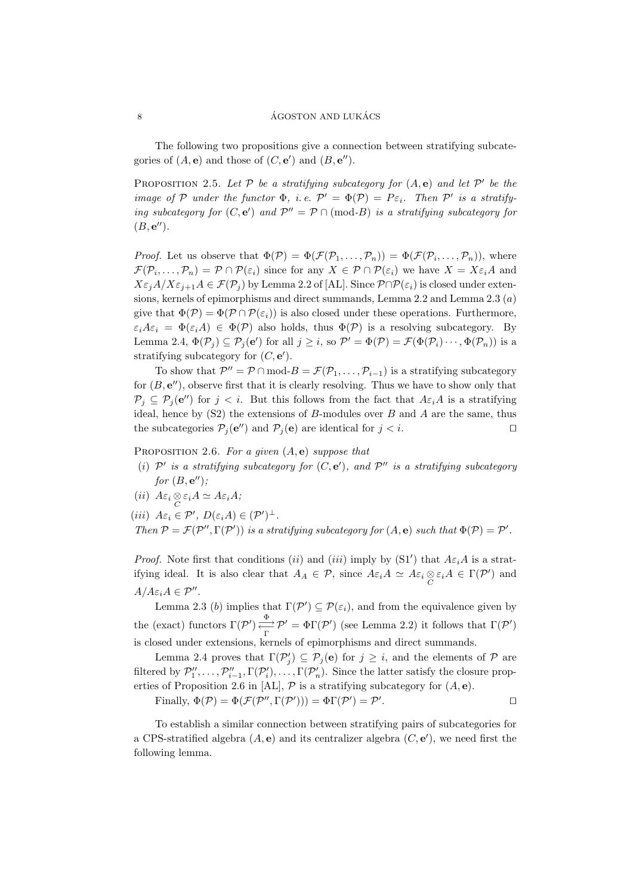The following two propositions give a connection between stratifying subcategories of $(A, \mathbf{e})$ and those of $(C, \mathbf{e}')$ and $(B, \mathbf{e}'')$.

Proposition 2.5. *Let $\mathcal{P}$ be a stratifying subcategory for $(A, \mathbf{e})$ and let $\mathcal{P}'$ be the image of $\mathcal{P}$ under the functor $\Phi$, i. e. $\mathcal{P}' = \Phi(\mathcal{P}) = P\varepsilon_i$. Then $\mathcal{P}'$ is a stratifying subcategory for $(C, \mathbf{e}')$ and $\mathcal{P}'' = \mathcal{P} \cap (\text{mod-}B)$ is a stratifying subcategory for $(B, \mathbf{e}'')$.*

*Proof.* Let us observe that $\Phi(\mathcal{P}) = \Phi(\mathcal{F}(\mathcal{P}_1, \dots, \mathcal{P}_n)) = \Phi(\mathcal{F}(\mathcal{P}_i, \dots, \mathcal{P}_n))$, where $\mathcal{F}(\mathcal{P}_i, \dots, \mathcal{P}_n) = \mathcal{P} \cap \mathcal{P}(\varepsilon_i)$ since for any $X \in \mathcal{P} \cap \mathcal{P}(\varepsilon_i)$ we have $X = X\varepsilon_i A$ and $X\varepsilon_j A / X\varepsilon_{j+1} A \in \mathcal{F}(\mathcal{P}_j)$ by Lemma 2.2 of [AL]. Since $\mathcal{P} \cap \mathcal{P}(\varepsilon_i)$ is closed under extensions, kernels of epimorphisms and direct summands, Lemma 2.2 and Lemma 2.3 $(a)$ give that $\Phi(\mathcal{P}) = \Phi(\mathcal{P} \cap \mathcal{P}(\varepsilon_i))$ is also closed under these operations. Furthermore, $\varepsilon_i A \varepsilon_i = \Phi(\varepsilon_i A) \in \Phi(\mathcal{P})$ also holds, thus $\Phi(\mathcal{P})$ is a resolving subcategory. By Lemma 2.4, $\Phi(\mathcal{P}_j) \subseteq \mathcal{P}_j(\mathbf{e}')$ for all $j \geq i$, so $\mathcal{P}' = \Phi(\mathcal{P}) = \mathcal{F}(\Phi(\mathcal{P}_i) \cdots, \Phi(\mathcal{P}_n))$ is a stratifying subcategory for $(C, \mathbf{e}')$.

To show that $\mathcal{P}'' = \mathcal{P} \cap \text{mod-}B = \mathcal{F}(\mathcal{P}_1, \dots, \mathcal{P}_{i-1})$ is a stratifying subcategory for $(B, \mathbf{e}'')$, observe first that it is clearly resolving. Thus we have to show only that $\mathcal{P}_j \subseteq \mathcal{P}_j(\mathbf{e}'')$ for $j < i$. But this follows from the fact that $A\varepsilon_i A$ is a stratifying ideal, hence by (S2) the extensions of $B$-modules over $B$ and $A$ are the same, thus the subcategories $\mathcal{P}_j(\mathbf{e}'')$ and $\mathcal{P}_j(\mathbf{e})$ are identical for $j < i$. □

Proposition 2.6. *For a given $(A, \mathbf{e})$ suppose that*

$(i)$ *$\mathcal{P}'$ is a stratifying subcategory for $(C, \mathbf{e}')$, and $\mathcal{P}''$ is a stratifying subcategory for $(B, \mathbf{e}'')$;*

$(ii)$ *$A\varepsilon_i \underset{C}{\otimes} \varepsilon_i A \simeq A\varepsilon_i A$;*

$(iii)$ *$A\varepsilon_i \in \mathcal{P}'$, $D(\varepsilon_i A) \in (\mathcal{P}')^\perp$.*

*Then $\mathcal{P} = \mathcal{F}(\mathcal{P}'', \Gamma(\mathcal{P}'))$ is a stratifying subcategory for $(A, \mathbf{e})$ such that $\Phi(\mathcal{P}) = \mathcal{P}'$.*

*Proof.* Note first that conditions $(ii)$ and $(iii)$ imply by (S1$'$) that $A\varepsilon_i A$ is a stratifying ideal. It is also clear that $A_A \in \mathcal{P}$, since $A\varepsilon_i A \simeq A\varepsilon_i \underset{C}{\otimes} \varepsilon_i A \in \Gamma(\mathcal{P}')$ and $A / A\varepsilon_i A \in \mathcal{P}''$.

Lemma 2.3 $(b)$ implies that $\Gamma(\mathcal{P}') \subseteq \mathcal{P}(\varepsilon_i)$, and from the equivalence given by the (exact) functors $\Gamma(\mathcal{P}') \underset{\Gamma}{\overset{\Phi}{\rightleftarrows}} \mathcal{P}' = \Phi\Gamma(\mathcal{P}')$ (see Lemma 2.2) it follows that $\Gamma(\mathcal{P}')$ is closed under extensions, kernels of epimorphisms and direct summands.

Lemma 2.4 proves that $\Gamma(\mathcal{P}'_j) \subseteq \mathcal{P}_j(\mathbf{e})$ for $j \geq i$, and the elements of $\mathcal{P}$ are filtered by $\mathcal{P}''_1, \dots, \mathcal{P}''_{i-1}, \Gamma(\mathcal{P}'_i), \dots, \Gamma(\mathcal{P}'_n)$. Since the latter satisfy the closure properties of Proposition 2.6 in [AL], $\mathcal{P}$ is a stratifying subcategory for $(A, \mathbf{e})$.

Finally, $\Phi(\mathcal{P}) = \Phi(\mathcal{F}(\mathcal{P}'', \Gamma(\mathcal{P}'))) = \Phi\Gamma(\mathcal{P}') = \mathcal{P}'$. □

To establish a similar connection between stratifying pairs of subcategories for a CPS-stratified algebra $(A, \mathbf{e})$ and its centralizer algebra $(C, \mathbf{e}')$, we need first the following lemma.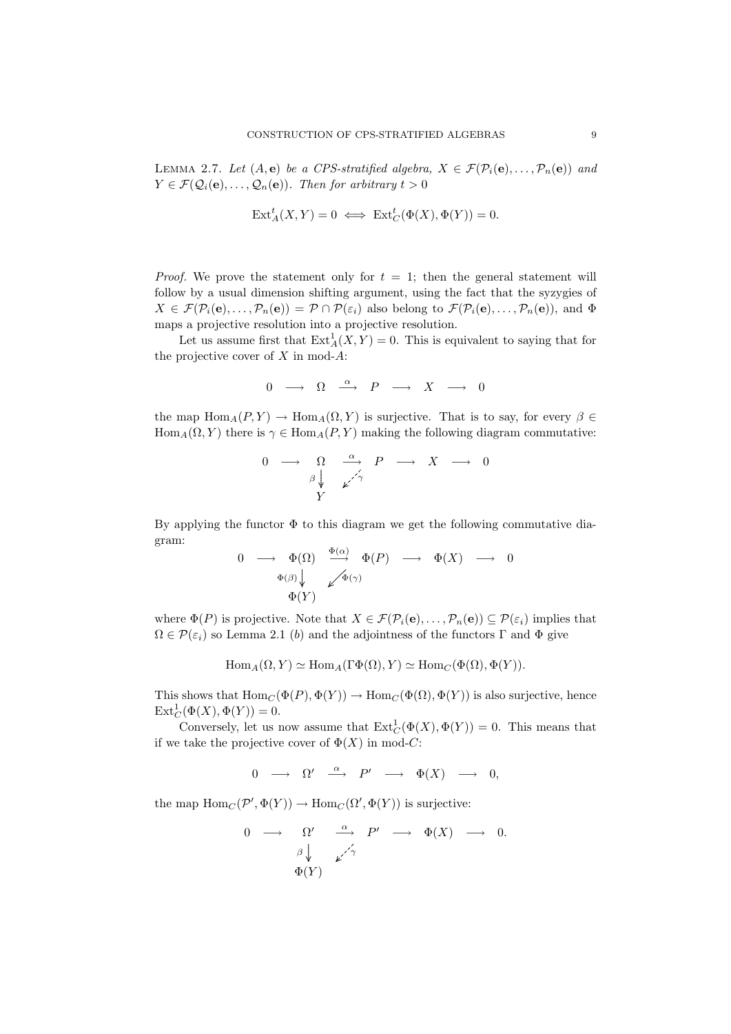**Lemma 2.7.** *Let $(A, \mathbf{e})$ be a CPS-stratified algebra, $X \in \mathcal{F}(\mathcal{P}_i(\mathbf{e}), \dots, \mathcal{P}_n(\mathbf{e}))$ and $Y \in \mathcal{F}(\mathcal{Q}_i(\mathbf{e}), \dots, \mathcal{Q}_n(\mathbf{e}))$. Then for arbitrary $t > 0$*

$$\operatorname{Ext}^t_A(X, Y) = 0 \iff \operatorname{Ext}^t_C(\Phi(X), \Phi(Y)) = 0.$$

*Proof.* We prove the statement only for $t = 1$; then the general statement will follow by a usual dimension shifting argument, using the fact that the syzygies of $X \in \mathcal{F}(\mathcal{P}_i(\mathbf{e}), \dots, \mathcal{P}_n(\mathbf{e})) = \mathcal{P} \cap \mathcal{P}(\varepsilon_i)$ also belong to $\mathcal{F}(\mathcal{P}_i(\mathbf{e}), \dots, \mathcal{P}_n(\mathbf{e}))$, and $\Phi$ maps a projective resolution into a projective resolution.

Let us assume first that $\operatorname{Ext}^1_A(X, Y) = 0$. This is equivalent to saying that for the projective cover of $X$ in mod-$A$:

$$0 \longrightarrow \Omega \xrightarrow{\ \alpha\ } P \longrightarrow X \longrightarrow 0$$

the map $\operatorname{Hom}_A(P, Y) \to \operatorname{Hom}_A(\Omega, Y)$ is surjective. That is to say, for every $\beta \in \operatorname{Hom}_A(\Omega, Y)$ there is $\gamma \in \operatorname{Hom}_A(P, Y)$ making the following diagram commutative:

$$\begin{array}{ccccccccc} 0 & \longrightarrow & \Omega & \xrightarrow{\ \alpha\ } & P & \longrightarrow & X & \longrightarrow & 0 \\ & & {\scriptstyle\beta}\downarrow & \swarrow{\scriptstyle\gamma} & & & & & \\ & & Y & & & & & & \end{array}$$

By applying the functor $\Phi$ to this diagram we get the following commutative diagram:

$$\begin{array}{ccccccccc} 0 & \longrightarrow & \Phi(\Omega) & \xrightarrow{\ \Phi(\alpha)\ } & \Phi(P) & \longrightarrow & \Phi(X) & \longrightarrow & 0 \\ & & {\scriptstyle\Phi(\beta)}\downarrow & \swarrow{\scriptstyle\Phi(\gamma)} & & & & & \\ & & \Phi(Y) & & & & & & \end{array}$$

where $\Phi(P)$ is projective. Note that $X \in \mathcal{F}(\mathcal{P}_i(\mathbf{e}), \dots, \mathcal{P}_n(\mathbf{e})) \subseteq \mathcal{P}(\varepsilon_i)$ implies that $\Omega \in \mathcal{P}(\varepsilon_i)$ so Lemma 2.1 (*b*) and the adjointness of the functors $\Gamma$ and $\Phi$ give

$$\operatorname{Hom}_A(\Omega, Y) \simeq \operatorname{Hom}_A(\Gamma\Phi(\Omega), Y) \simeq \operatorname{Hom}_C(\Phi(\Omega), \Phi(Y)).$$

This shows that $\operatorname{Hom}_C(\Phi(P), \Phi(Y)) \to \operatorname{Hom}_C(\Phi(\Omega), \Phi(Y))$ is also surjective, hence $\operatorname{Ext}^1_C(\Phi(X), \Phi(Y)) = 0$.

Conversely, let us now assume that $\operatorname{Ext}^1_C(\Phi(X), \Phi(Y)) = 0$. This means that if we take the projective cover of $\Phi(X)$ in mod-$C$:

$$0 \longrightarrow \Omega' \xrightarrow{\ \alpha\ } P' \longrightarrow \Phi(X) \longrightarrow 0,$$

the map $\operatorname{Hom}_C(\mathcal{P}', \Phi(Y)) \to \operatorname{Hom}_C(\Omega', \Phi(Y))$ is surjective:

$$\begin{array}{ccccccccc} 0 & \longrightarrow & \Omega' & \xrightarrow{\ \alpha\ } & P' & \longrightarrow & \Phi(X) & \longrightarrow & 0. \\ & & {\scriptstyle\beta}\downarrow & \swarrow{\scriptstyle\gamma} & & & & & \\ & & \Phi(Y) & & & & & & \end{array}$$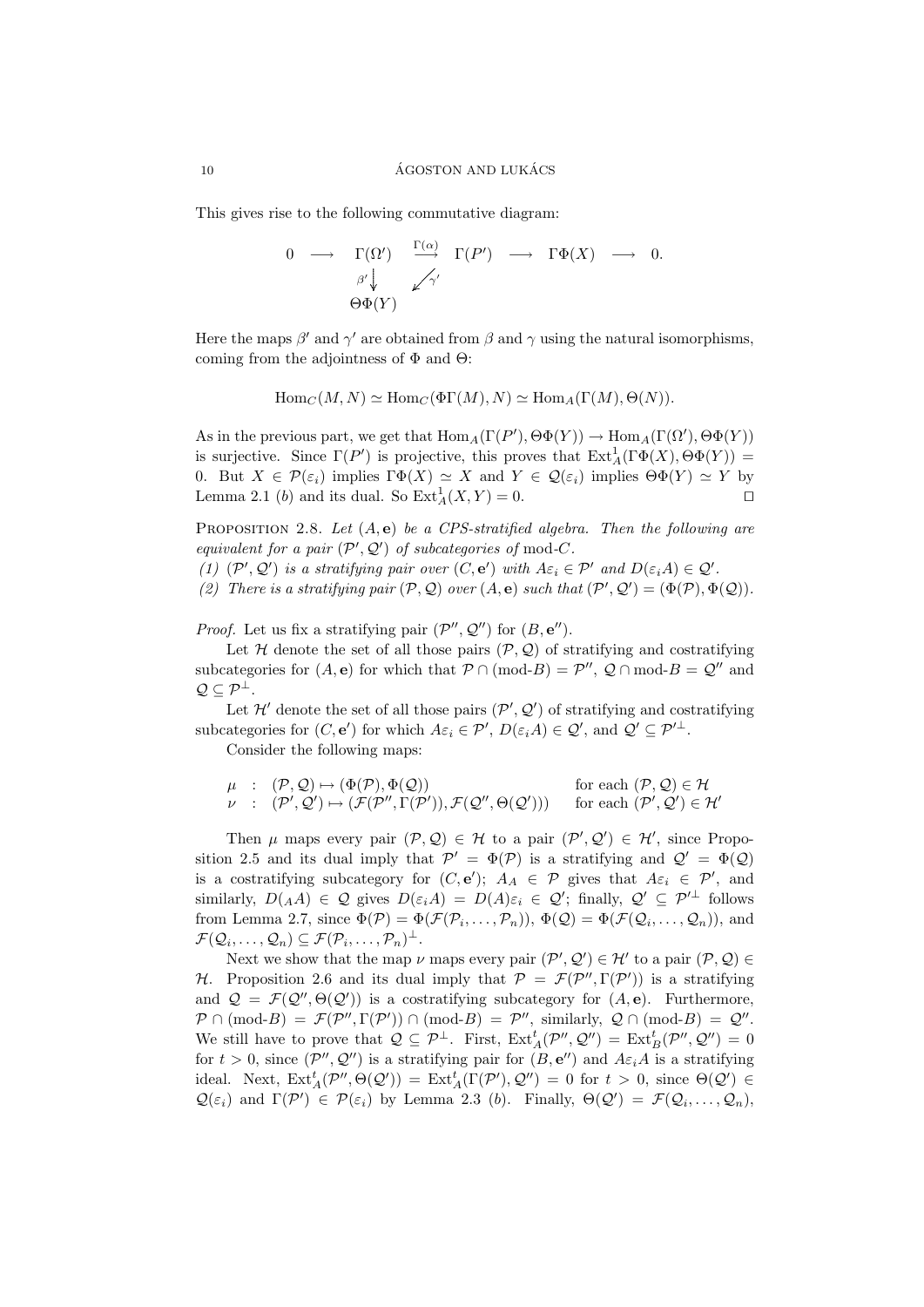This gives rise to the following commutative diagram:

$$
\begin{array}{ccccccc}
0 & \longrightarrow & \Gamma(\Omega') & \xrightarrow{\Gamma(\alpha)} & \Gamma(P') & \longrightarrow & \Gamma\Phi(X) & \longrightarrow & 0. \\
 & & {\scriptstyle\beta'}\big\downarrow & \swarrow{\scriptstyle\gamma'} & & & & & \\
 & & \Theta\Phi(Y) & & & & & &
\end{array}
$$

Here the maps $\beta'$ and $\gamma'$ are obtained from $\beta$ and $\gamma$ using the natural isomorphisms, coming from the adjointness of $\Phi$ and $\Theta$:

$$\mathrm{Hom}_C(M, N) \simeq \mathrm{Hom}_C(\Phi\Gamma(M), N) \simeq \mathrm{Hom}_A(\Gamma(M), \Theta(N)).$$

As in the previous part, we get that $\mathrm{Hom}_A(\Gamma(P'), \Theta\Phi(Y)) \to \mathrm{Hom}_A(\Gamma(\Omega'), \Theta\Phi(Y))$ is surjective. Since $\Gamma(P')$ is projective, this proves that $\mathrm{Ext}^1_A(\Gamma\Phi(X), \Theta\Phi(Y)) = 0$. But $X \in \mathcal{P}(\varepsilon_i)$ implies $\Gamma\Phi(X) \simeq X$ and $Y \in \mathcal{Q}(\varepsilon_i)$ implies $\Theta\Phi(Y) \simeq Y$ by Lemma 2.1 $(b)$ and its dual. So $\mathrm{Ext}^1_A(X, Y) = 0$. $\square$

Proposition 2.8. *Let $(A, \mathbf{e})$ be a CPS-stratified algebra. Then the following are equivalent for a pair $(\mathcal{P}', \mathcal{Q}')$ of subcategories of* mod-$C$.
*(1) $(\mathcal{P}', \mathcal{Q}')$ is a stratifying pair over $(C, \mathbf{e}')$ with $A\varepsilon_i \in \mathcal{P}'$ and $D(\varepsilon_i A) \in \mathcal{Q}'$.*
*(2) There is a stratifying pair $(\mathcal{P}, \mathcal{Q})$ over $(A, \mathbf{e})$ such that $(\mathcal{P}', \mathcal{Q}') = (\Phi(\mathcal{P}), \Phi(\mathcal{Q}))$.*

*Proof.* Let us fix a stratifying pair $(\mathcal{P}'', \mathcal{Q}'')$ for $(B, \mathbf{e}'')$.

Let $\mathcal{H}$ denote the set of all those pairs $(\mathcal{P}, \mathcal{Q})$ of stratifying and costratifying subcategories for $(A, \mathbf{e})$ for which that $\mathcal{P} \cap (\text{mod-}B) = \mathcal{P}''$, $\mathcal{Q} \cap \text{mod-}B = \mathcal{Q}''$ and $\mathcal{Q} \subseteq \mathcal{P}^{\perp}$.

Let $\mathcal{H}'$ denote the set of all those pairs $(\mathcal{P}', \mathcal{Q}')$ of stratifying and costratifying subcategories for $(C, \mathbf{e}')$ for which $A\varepsilon_i \in \mathcal{P}'$, $D(\varepsilon_i A) \in \mathcal{Q}'$, and $\mathcal{Q}' \subseteq \mathcal{P}'^{\perp}$.

Consider the following maps:

$$
\begin{array}{lcll}
\mu & : & (\mathcal{P}, \mathcal{Q}) \mapsto (\Phi(\mathcal{P}), \Phi(\mathcal{Q})) & \text{for each } (\mathcal{P}, \mathcal{Q}) \in \mathcal{H} \\
\nu & : & (\mathcal{P}', \mathcal{Q}') \mapsto (\mathcal{F}(\mathcal{P}'', \Gamma(\mathcal{P}')), \mathcal{F}(\mathcal{Q}'', \Theta(\mathcal{Q}'))) & \text{for each } (\mathcal{P}', \mathcal{Q}') \in \mathcal{H}'
\end{array}
$$

Then $\mu$ maps every pair $(\mathcal{P}, \mathcal{Q}) \in \mathcal{H}$ to a pair $(\mathcal{P}', \mathcal{Q}') \in \mathcal{H}'$, since Proposition 2.5 and its dual imply that $\mathcal{P}' = \Phi(\mathcal{P})$ is a stratifying and $\mathcal{Q}' = \Phi(\mathcal{Q})$ is a costratifying subcategory for $(C, \mathbf{e}')$; $A_A \in \mathcal{P}$ gives that $A\varepsilon_i \in \mathcal{P}'$, and similarly, $D({}_AA) \in \mathcal{Q}$ gives $D(\varepsilon_i A) = D(A)\varepsilon_i \in \mathcal{Q}'$; finally, $\mathcal{Q}' \subseteq \mathcal{P}'^{\perp}$ follows from Lemma 2.7, since $\Phi(\mathcal{P}) = \Phi(\mathcal{F}(\mathcal{P}_i, \ldots, \mathcal{P}_n))$, $\Phi(\mathcal{Q}) = \Phi(\mathcal{F}(\mathcal{Q}_i, \ldots, \mathcal{Q}_n))$, and $\mathcal{F}(\mathcal{Q}_i, \ldots, \mathcal{Q}_n) \subseteq \mathcal{F}(\mathcal{P}_i, \ldots, \mathcal{P}_n)^{\perp}$.

Next we show that the map $\nu$ maps every pair $(\mathcal{P}', \mathcal{Q}') \in \mathcal{H}'$ to a pair $(\mathcal{P}, \mathcal{Q}) \in \mathcal{H}$. Proposition 2.6 and its dual imply that $\mathcal{P} = \mathcal{F}(\mathcal{P}'', \Gamma(\mathcal{P}'))$ is a stratifying and $\mathcal{Q} = \mathcal{F}(\mathcal{Q}'', \Theta(\mathcal{Q}'))$ is a costratifying subcategory for $(A, \mathbf{e})$. Furthermore, $\mathcal{P} \cap (\text{mod-}B) = \mathcal{F}(\mathcal{P}'', \Gamma(\mathcal{P}')) \cap (\text{mod-}B) = \mathcal{P}''$, similarly, $\mathcal{Q} \cap (\text{mod-}B) = \mathcal{Q}''$. We still have to prove that $\mathcal{Q} \subseteq \mathcal{P}^{\perp}$. First, $\mathrm{Ext}^t_A(\mathcal{P}'', \mathcal{Q}'') = \mathrm{Ext}^t_B(\mathcal{P}'', \mathcal{Q}'') = 0$ for $t > 0$, since $(\mathcal{P}'', \mathcal{Q}'')$ is a stratifying pair for $(B, \mathbf{e}'')$ and $A\varepsilon_i A$ is a stratifying ideal. Next, $\mathrm{Ext}^t_A(\mathcal{P}'', \Theta(\mathcal{Q}')) = \mathrm{Ext}^t_A(\Gamma(\mathcal{P}'), \mathcal{Q}'') = 0$ for $t > 0$, since $\Theta(\mathcal{Q}') \in \mathcal{Q}(\varepsilon_i)$ and $\Gamma(\mathcal{P}') \in \mathcal{P}(\varepsilon_i)$ by Lemma 2.3 $(b)$. Finally, $\Theta(\mathcal{Q}') = \mathcal{F}(\mathcal{Q}_i, \ldots, \mathcal{Q}_n)$,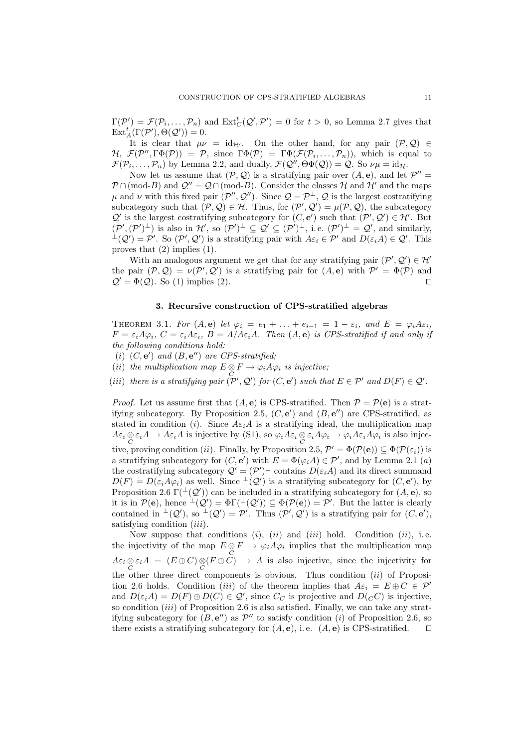$\Gamma(\mathcal{P}') = \mathcal{F}(\mathcal{P}_i, \ldots, \mathcal{P}_n)$ and $\operatorname{Ext}^t_C(\mathcal{Q}', \mathcal{P}') = 0$ for $t > 0$, so Lemma 2.7 gives that $\operatorname{Ext}^t_A(\Gamma(\mathcal{P}'), \Theta(\mathcal{Q}')) = 0$.

It is clear that $\mu\nu = \mathrm{id}_{\mathcal{H}'}$. On the other hand, for any pair $(\mathcal{P}, \mathcal{Q}) \in \mathcal{H}$, $\mathcal{F}(\mathcal{P}'', \Gamma\Phi(\mathcal{P})) = \mathcal{P}$, since $\Gamma\Phi(\mathcal{P}) = \Gamma\Phi(\mathcal{F}(\mathcal{P}_i, \ldots, \mathcal{P}_n))$, which is equal to $\mathcal{F}(\mathcal{P}_i, \ldots, \mathcal{P}_n)$ by Lemma 2.2, and dually, $\mathcal{F}(\mathcal{Q}'', \Theta\Phi(\mathcal{Q})) = \mathcal{Q}$. So $\nu\mu = \mathrm{id}_{\mathcal{H}}$.

Now let us assume that $(\mathcal{P}, \mathcal{Q})$ is a stratifying pair over $(A, \mathbf{e})$, and let $\mathcal{P}'' = \mathcal{P} \cap (\text{mod-}B)$ and $\mathcal{Q}'' = \mathcal{Q} \cap (\text{mod-}B)$. Consider the classes $\mathcal{H}$ and $\mathcal{H}'$ and the maps $\mu$ and $\nu$ with this fixed pair $(\mathcal{P}'', \mathcal{Q}'')$. Since $\mathcal{Q} = \mathcal{P}^\perp$, $\mathcal{Q}$ is the largest costratifying subcategory such that $(\mathcal{P}, \mathcal{Q}) \in \mathcal{H}$. Thus, for $(\mathcal{P}', \mathcal{Q}') = \mu(\mathcal{P}, \mathcal{Q})$, the subcategory $\mathcal{Q}'$ is the largest costratifying subcategory for $(C, \mathbf{e}')$ such that $(\mathcal{P}', \mathcal{Q}') \in \mathcal{H}'$. But $(\mathcal{P}', (\mathcal{P}')^\perp)$ is also in $\mathcal{H}'$, so $(\mathcal{P}')^\perp \subseteq \mathcal{Q}' \subseteq (\mathcal{P}')^\perp$, i. e. $(\mathcal{P}')^\perp = \mathcal{Q}'$, and similarly, ${}^\perp(\mathcal{Q}') = \mathcal{P}'$. So $(\mathcal{P}', \mathcal{Q}')$ is a stratifying pair with $A\varepsilon_i \in \mathcal{P}'$ and $D(\varepsilon_i A) \in \mathcal{Q}'$. This proves that (2) implies (1).

With an analogous argument we get that for any stratifying pair $(\mathcal{P}', \mathcal{Q}') \in \mathcal{H}'$ the pair $(\mathcal{P}, \mathcal{Q}) = \nu(\mathcal{P}', \mathcal{Q}')$ is a stratifying pair for $(A, \mathbf{e})$ with $\mathcal{P}' = \Phi(\mathcal{P})$ and $\mathcal{Q}' = \Phi(\mathcal{Q})$. So (1) implies (2). □

## 3. Recursive construction of CPS-stratified algebras

THEOREM 3.1. *For $(A, \mathbf{e})$ let $\varphi_i = e_1 + \ldots + e_{i-1} = 1 - \varepsilon_i$, and $E = \varphi_i A \varepsilon_i$, $F = \varepsilon_i A \varphi_i$, $C = \varepsilon_i A \varepsilon_i$, $B = A/A\varepsilon_i A$. Then $(A, \mathbf{e})$ is CPS-stratified if and only if the following conditions hold:*

*(i) $(C, \mathbf{e}')$ and $(B, \mathbf{e}'')$ are CPS-stratified;*

*(ii) the multiplication map $E \underset{C}{\otimes} F \to \varphi_i A \varphi_i$ is injective;*

*(iii) there is a stratifying pair $(\mathcal{P}', \mathcal{Q}')$ for $(C, \mathbf{e}')$ such that $E \in \mathcal{P}'$ and $D(F) \in \mathcal{Q}'$.*

*Proof.* Let us assume first that $(A, \mathbf{e})$ is CPS-stratified. Then $\mathcal{P} = \mathcal{P}(\mathbf{e})$ is a stratifying subcategory. By Proposition 2.5, $(C, \mathbf{e}')$ and $(B, \mathbf{e}'')$ are CPS-stratified, as stated in condition $(i)$. Since $A\varepsilon_i A$ is a stratifying ideal, the multiplication map $A\varepsilon_i \underset{C}{\otimes} \varepsilon_i A \to A\varepsilon_i A$ is injective by (S1), so $\varphi_i A \varepsilon_i \underset{C}{\otimes} \varepsilon_i A \varphi_i \to \varphi_i A \varepsilon_i A \varphi_i$ is also injective, proving condition $(ii)$. Finally, by Proposition 2.5, $\mathcal{P}' = \Phi(\mathcal{P}(\mathbf{e})) \subseteq \Phi(\mathcal{P}(\varepsilon_i))$ is a stratifying subcategory for $(C, \mathbf{e}')$ with $E = \Phi(\varphi_i A) \in \mathcal{P}'$, and by Lemma 2.1 $(a)$ the costratifying subcategory $\mathcal{Q}' = (\mathcal{P}')^\perp$ contains $D(\varepsilon_i A)$ and its direct summand $D(F) = D(\varepsilon_i A \varphi_i)$ as well. Since ${}^\perp(\mathcal{Q}')$ is a stratifying subcategory for $(C, \mathbf{e}')$, by Proposition 2.6 $\Gamma({}^\perp(\mathcal{Q}'))$ can be included in a stratifying subcategory for $(A, \mathbf{e})$, so it is in $\mathcal{P}(\mathbf{e})$, hence ${}^\perp(\mathcal{Q}') = \Phi\Gamma({}^\perp(\mathcal{Q}')) \subseteq \Phi(\mathcal{P}(\mathbf{e})) = \mathcal{P}'$. But the latter is clearly contained in ${}^\perp(\mathcal{Q}')$, so ${}^\perp(\mathcal{Q}') = \mathcal{P}'$. Thus $(\mathcal{P}', \mathcal{Q}')$ is a stratifying pair for $(C, \mathbf{e}')$, satisfying condition $(iii)$.

Now suppose that conditions $(i)$, $(ii)$ and $(iii)$ hold. Condition $(ii)$, i. e. the injectivity of the map $E \underset{C}{\otimes} F \to \varphi_i A \varphi_i$ implies that the multiplication map $A\varepsilon_i \underset{C}{\otimes} \varepsilon_i A = (E \oplus C) \underset{C}{\otimes} (F \oplus C) \to A$ is also injective, since the injectivity for the other three direct components is obvious. Thus condition $(ii)$ of Proposition 2.6 holds. Condition $(iii)$ of the theorem implies that $A\varepsilon_i = E \oplus C \in \mathcal{P}'$ and $D(\varepsilon_i A) = D(F) \oplus D(C) \in \mathcal{Q}'$, since $C_C$ is projective and $D({}_C C)$ is injective, so condition $(iii)$ of Proposition 2.6 is also satisfied. Finally, we can take any stratifying subcategory for $(B, \mathbf{e}'')$ as $\mathcal{P}''$ to satisfy condition $(i)$ of Proposition 2.6, so there exists a stratifying subcategory for $(A, \mathbf{e})$, i. e. $(A, \mathbf{e})$ is CPS-stratified. □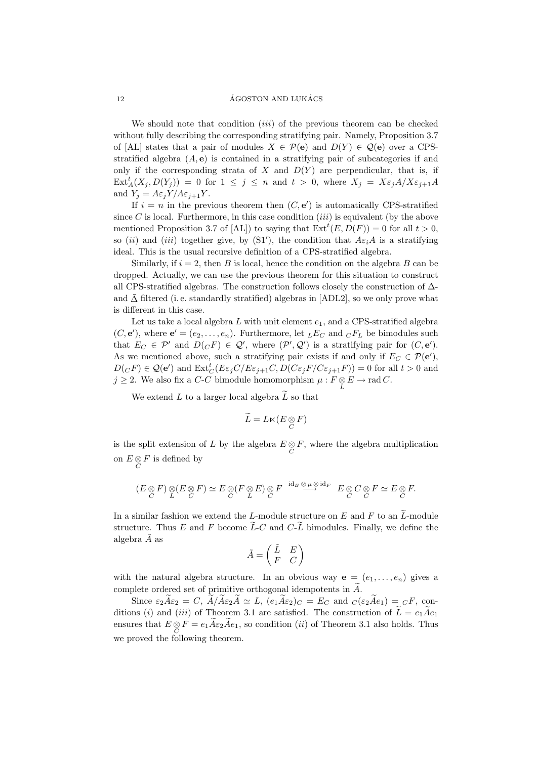We should note that condition $(iii)$ of the previous theorem can be checked without fully describing the corresponding stratifying pair. Namely, Proposition 3.7 of [AL] states that a pair of modules $X \in \mathcal{P}(\mathbf{e})$ and $D(Y) \in \mathcal{Q}(\mathbf{e})$ over a CPS-stratified algebra $(A, \mathbf{e})$ is contained in a stratifying pair of subcategories if and only if the corresponding strata of $X$ and $D(Y)$ are perpendicular, that is, if $\operatorname{Ext}_A^t(X_j, D(Y_j)) = 0$ for $1 \leq j \leq n$ and $t > 0$, where $X_j = X\varepsilon_j A / X\varepsilon_{j+1}A$ and $Y_j = A\varepsilon_j Y / A\varepsilon_{j+1} Y$.

If $i = n$ in the previous theorem then $(C, \mathbf{e}')$ is automatically CPS-stratified since $C$ is local. Furthermore, in this case condition $(iii)$ is equivalent (by the above mentioned Proposition 3.7 of [AL]) to saying that $\operatorname{Ext}^t(E, D(F)) = 0$ for all $t > 0$, so $(ii)$ and $(iii)$ together give, by (S1$'$), the condition that $A\varepsilon_i A$ is a stratifying ideal. This is the usual recursive definition of a CPS-stratified algebra.

Similarly, if $i = 2$, then $B$ is local, hence the condition on the algebra $B$ can be dropped. Actually, we can use the previous theorem for this situation to construct all CPS-stratified algebras. The construction follows closely the construction of $\Delta$- and $\bar{\Delta}$ filtered (i. e. standardly stratified) algebras in [ADL2], so we only prove what is different in this case.

Let us take a local algebra $L$ with unit element $e_1$, and a CPS-stratified algebra $(C, \mathbf{e}')$, where $\mathbf{e}' = (e_2, \ldots, e_n)$. Furthermore, let ${}_LE_C$ and ${}_CF_L$ be bimodules such that $E_C \in \mathcal{P}'$ and $D({}_CF) \in \mathcal{Q}'$, where $(\mathcal{P}', \mathcal{Q}')$ is a stratifying pair for $(C, \mathbf{e}')$. As we mentioned above, such a stratifying pair exists if and only if $E_C \in \mathcal{P}(\mathbf{e}')$, $D({}_CF) \in \mathcal{Q}(\mathbf{e}')$ and $\operatorname{Ext}_C^t(E\varepsilon_j C / E\varepsilon_{j+1} C, D(C\varepsilon_j F / C\varepsilon_{j+1} F)) = 0$ for all $t > 0$ and $j \geq 2$. We also fix a $C$-$C$ bimodule homomorphism $\mu : F \underset{L}{\otimes} E \to \operatorname{rad} C$.

We extend $L$ to a larger local algebra $\widetilde{L}$ so that

$$\widetilde{L} = L \ltimes (E \underset{C}{\otimes} F)$$

is the split extension of $L$ by the algebra $E \underset{C}{\otimes} F$, where the algebra multiplication on $E \underset{C}{\otimes} F$ is defined by

$$(E \underset{C}{\otimes} F) \underset{L}{\otimes} (E \underset{C}{\otimes} F) \simeq E \underset{C}{\otimes} (F \underset{L}{\otimes} E) \underset{C}{\otimes} F \overset{\mathrm{id}_E \otimes \mu \otimes \mathrm{id}_F}{\longrightarrow} E \underset{C}{\otimes} C \underset{C}{\otimes} F \simeq E \underset{C}{\otimes} F.$$

In a similar fashion we extend the $L$-module structure on $E$ and $F$ to an $\widetilde{L}$-module structure. Thus $E$ and $F$ become $\widetilde{L}$-$C$ and $C$-$\widetilde{L}$ bimodules. Finally, we define the algebra $\tilde{A}$ as

$$\tilde{A} = \begin{pmatrix} \tilde{L} & E \\ F & C \end{pmatrix}$$

with the natural algebra structure. In an obvious way $\mathbf{e} = (e_1, \ldots, e_n)$ gives a complete ordered set of primitive orthogonal idempotents in $\widetilde{A}$.

Since $\varepsilon_2 \widetilde{A} \varepsilon_2 = C$, $\widetilde{A}/\widetilde{A}\varepsilon_2\widetilde{A} \simeq L$, $(e_1 \widetilde{A} \varepsilon_2)_C = E_C$ and ${}_C(\varepsilon_2 \widetilde{A} e_1) = {}_CF$, conditions $(i)$ and $(iii)$ of Theorem 3.1 are satisfied. The construction of $\widetilde{L} = e_1 \widetilde{A} e_1$ ensures that $E \underset{C}{\otimes} F = e_1 \widetilde{A} \varepsilon_2 \widetilde{A} e_1$, so condition $(ii)$ of Theorem 3.1 also holds. Thus we proved the following theorem.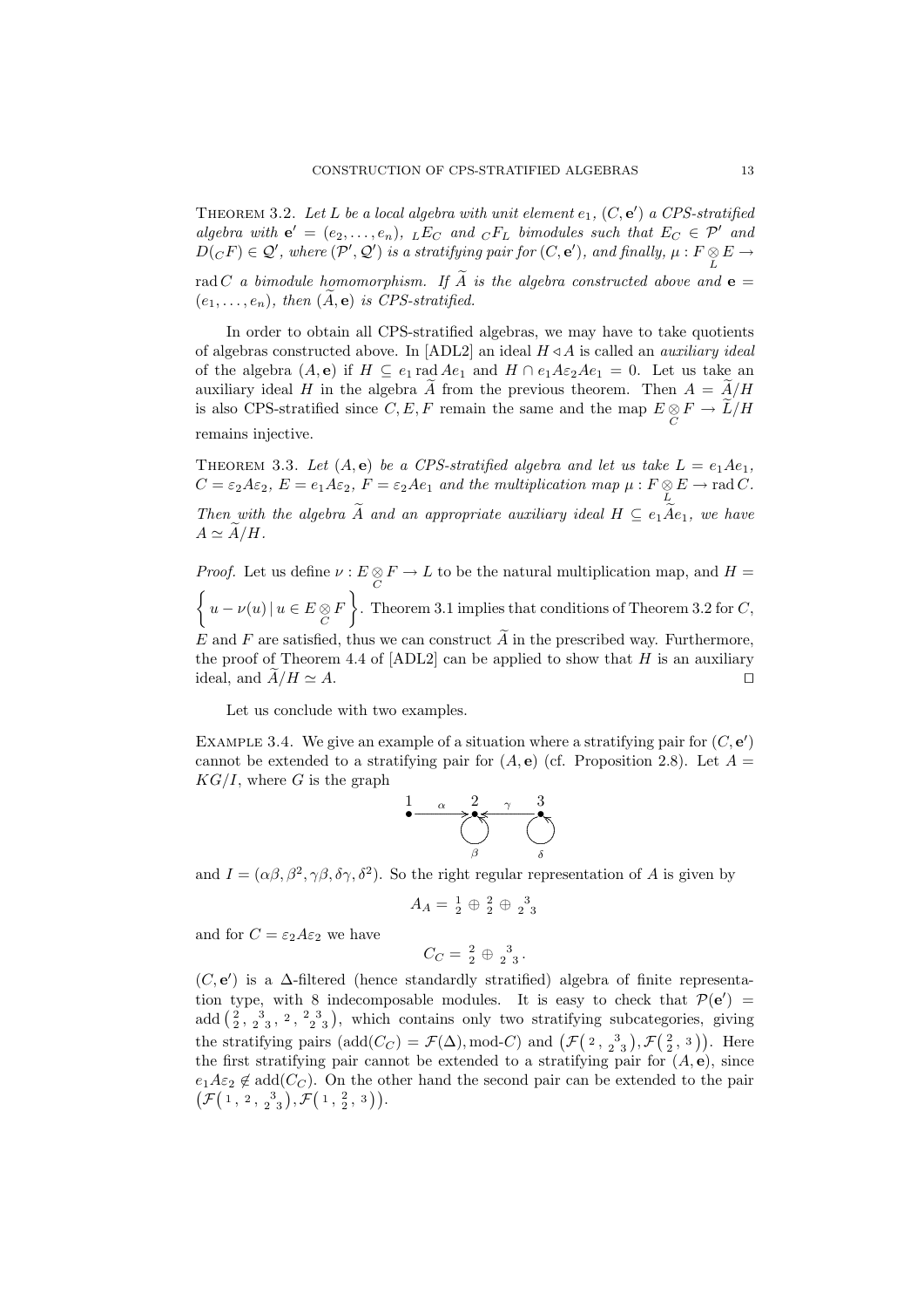**Theorem 3.2.** *Let $L$ be a local algebra with unit element $e_1$, $(C, \mathbf{e}')$ a CPS-stratified algebra with $\mathbf{e}' = (e_2, \ldots, e_n)$, ${}_LE_C$ and ${}_CF_L$ bimodules such that $E_C \in \mathcal{P}'$ and $D({}_CF) \in \mathcal{Q}'$, where $(\mathcal{P}', \mathcal{Q}')$ is a stratifying pair for $(C, \mathbf{e}')$, and finally, $\mu : F \underset{L}{\otimes} E \to \operatorname{rad} C$ a bimodule homomorphism. If $\widetilde{A}$ is the algebra constructed above and $\mathbf{e} = (e_1, \ldots, e_n)$, then $(\widetilde{A}, \mathbf{e})$ is CPS-stratified.*

In order to obtain all CPS-stratified algebras, we may have to take quotients of algebras constructed above. In [ADL2] an ideal $H \triangleleft A$ is called an *auxiliary ideal* of the algebra $(A, \mathbf{e})$ if $H \subseteq e_1 \operatorname{rad} Ae_1$ and $H \cap e_1 A \varepsilon_2 A e_1 = 0$. Let us take an auxiliary ideal $H$ in the algebra $\widetilde{A}$ from the previous theorem. Then $A = \widetilde{A}/H$ is also CPS-stratified since $C, E, F$ remain the same and the map $E \underset{C}{\otimes} F \to \widetilde{L}/H$ remains injective.

**Theorem 3.3.** *Let $(A, \mathbf{e})$ be a CPS-stratified algebra and let us take $L = e_1 A e_1$, $C = \varepsilon_2 A \varepsilon_2$, $E = e_1 A \varepsilon_2$, $F = \varepsilon_2 A e_1$ and the multiplication map $\mu : F \underset{L}{\otimes} E \to \operatorname{rad} C$. Then with the algebra $\widetilde{A}$ and an appropriate auxiliary ideal $H \subseteq e_1 \widetilde{A} e_1$, we have $A \simeq \widetilde{A}/H$.*

*Proof.* Let us define $\nu : E \underset{C}{\otimes} F \to L$ to be the natural multiplication map, and $H = \left\{ u - \nu(u) \mid u \in E \underset{C}{\otimes} F \right\}$. Theorem 3.1 implies that conditions of Theorem 3.2 for $C$, $E$ and $F$ are satisfied, thus we can construct $\widetilde{A}$ in the prescribed way. Furthermore, the proof of Theorem 4.4 of [ADL2] can be applied to show that $H$ is an auxiliary ideal, and $\widetilde{A}/H \simeq A$. $\square$

Let us conclude with two examples.

**Example 3.4.** We give an example of a situation where a stratifying pair for $(C, \mathbf{e}')$ cannot be extended to a stratifying pair for $(A, \mathbf{e})$ (cf. Proposition 2.8). Let $A = KG/I$, where $G$ is the graph

$$1 \xrightarrow{\ \alpha\ } 2 \xleftarrow{\ \gamma\ } 3, \quad \beta: 2 \to 2, \quad \delta: 3 \to 3$$

and $I = (\alpha\beta, \beta^2, \gamma\beta, \delta\gamma, \delta^2)$. So the right regular representation of $A$ is given by

$$A_A = {}^{1}_{2} \oplus {}^{2}_{2} \oplus {}^{\ \ 3}_{2\ \ 3}$$

and for $C = \varepsilon_2 A \varepsilon_2$ we have

$$C_C = {}^{2}_{2} \oplus {}^{\ \ 3}_{2\ \ 3}.$$

$(C, \mathbf{e}')$ is a $\Delta$-filtered (hence standardly stratified) algebra of finite representation type, with 8 indecomposable modules. It is easy to check that $\mathcal{P}(\mathbf{e}') = \operatorname{add}\left({}^{2}_{2},\ {}^{\ \ 3}_{2\ \ 3},\ {}^{2},\ {}^{2\ 3}_{\ \ \ 3}\right)$, which contains only two stratifying subcategories, giving the stratifying pairs $(\operatorname{add}(C_C) = \mathcal{F}(\Delta), \operatorname{mod-}C)$ and $\left(\mathcal{F}\left({}^{2},\ {}^{\ \ 3}_{2\ \ 3}\right), \mathcal{F}\left({}^{2}_{2},\ {}^{3}\right)\right)$. Here the first stratifying pair cannot be extended to a stratifying pair for $(A, \mathbf{e})$, since $e_1 A \varepsilon_2 \notin \operatorname{add}(C_C)$. On the other hand the second pair can be extended to the pair $\left(\mathcal{F}\left({}^{1},\ {}^{2},\ {}^{\ \ 3}_{2\ \ 3}\right), \mathcal{F}\left({}^{1},\ {}^{2}_{2},\ {}^{3}\right)\right)$.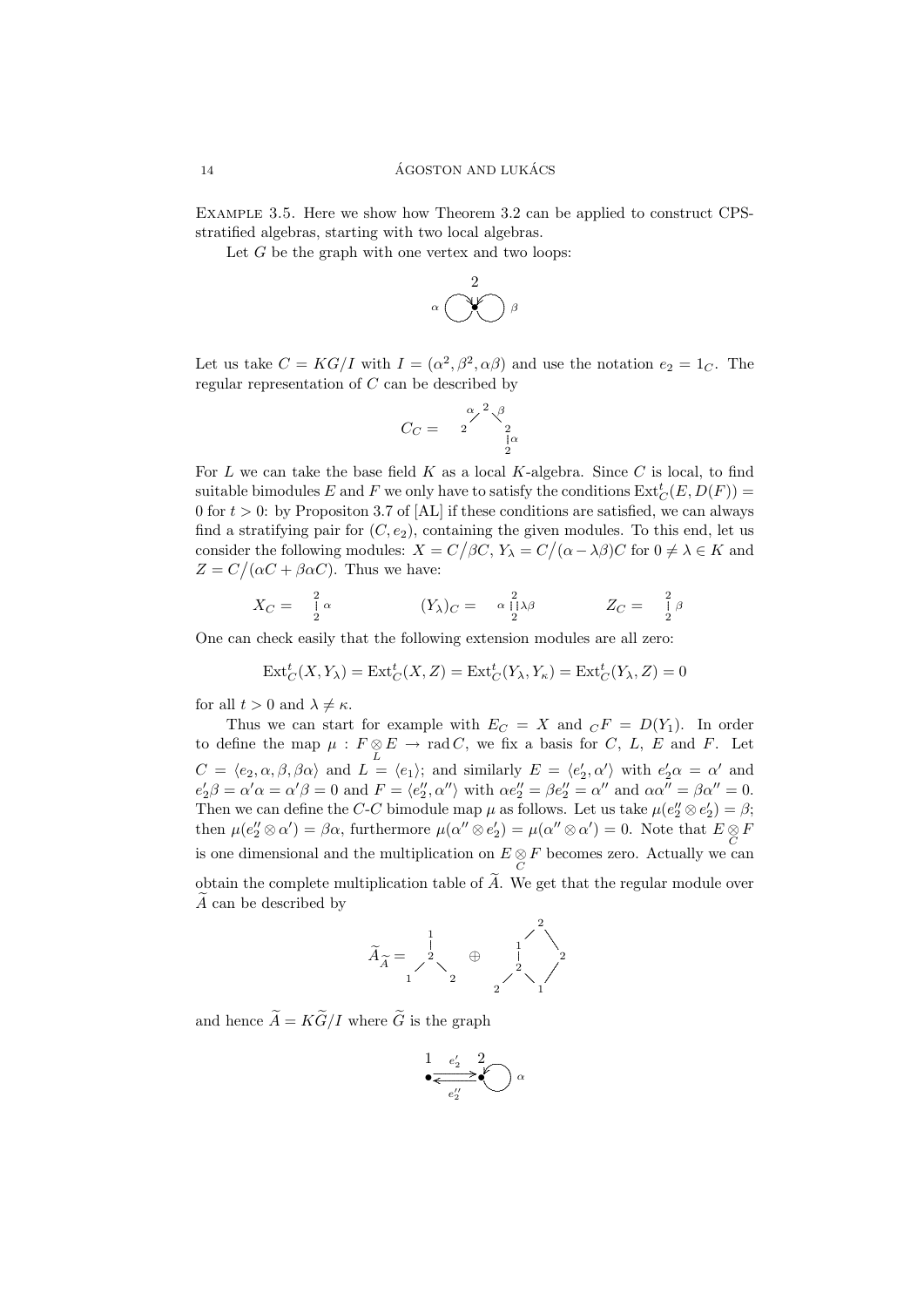Example 3.5. Here we show how Theorem 3.2 can be applied to construct CPS-stratified algebras, starting with two local algebras.

Let $G$ be the graph with one vertex and two loops:

$$\alpha \circlearrowleft \overset{2}{\bullet} \circlearrowright \beta$$

Let us take $C = KG/I$ with $I = (\alpha^2, \beta^2, \alpha\beta)$ and use the notation $e_2 = 1_C$. The regular representation of $C$ can be described by

$$C_C = \begin{array}{ccc} & 2 & \\ {}^{\alpha}\swarrow & & \searrow^{\beta} \\ 2 & & 2 \\ & & \mid \alpha \\ & & 2 \end{array}$$

For $L$ we can take the base field $K$ as a local $K$-algebra. Since $C$ is local, to find suitable bimodules $E$ and $F$ we only have to satisfy the conditions $\operatorname{Ext}^t_C(E, D(F)) = 0$ for $t > 0$: by Propositon 3.7 of [AL] if these conditions are satisfied, we can always find a stratifying pair for $(C, e_2)$, containing the given modules. To this end, let us consider the following modules: $X = C/\beta C$, $Y_\lambda = C/(\alpha - \lambda\beta)C$ for $0 \neq \lambda \in K$ and $Z = C/(\alpha C + \beta\alpha C)$. Thus we have:

$$X_C = \begin{array}{c} 2 \\ \mid \alpha \\ 2 \end{array} \qquad (Y_\lambda)_C = \begin{array}{c} 2 \\ \alpha \mid\mid \lambda\beta \\ 2 \end{array} \qquad Z_C = \begin{array}{c} 2 \\ \mid \beta \\ 2 \end{array}$$

One can check easily that the following extension modules are all zero:

$$\operatorname{Ext}^t_C(X, Y_\lambda) = \operatorname{Ext}^t_C(X, Z) = \operatorname{Ext}^t_C(Y_\lambda, Y_\kappa) = \operatorname{Ext}^t_C(Y_\lambda, Z) = 0$$

for all $t > 0$ and $\lambda \neq \kappa$.

Thus we can start for example with $E_C = X$ and ${}_C F = D(Y_1)$. In order to define the map $\mu : F \underset{L}{\otimes} E \to \operatorname{rad} C$, we fix a basis for $C$, $L$, $E$ and $F$. Let $C = \langle e_2, \alpha, \beta, \beta\alpha \rangle$ and $L = \langle e_1 \rangle$; and similarly $E = \langle e_2', \alpha' \rangle$ with $e_2'\alpha = \alpha'$ and $e_2'\beta = \alpha'\alpha = \alpha'\beta = 0$ and $F = \langle e_2'', \alpha'' \rangle$ with $\alpha e_2'' = \beta e_2'' = \alpha''$ and $\alpha\alpha'' = \beta\alpha'' = 0$. Then we can define the $C$-$C$ bimodule map $\mu$ as follows. Let us take $\mu(e_2'' \otimes e_2') = \beta$; then $\mu(e_2'' \otimes \alpha') = \beta\alpha$, furthermore $\mu(\alpha'' \otimes e_2') = \mu(\alpha'' \otimes \alpha') = 0$. Note that $E \underset{C}{\otimes} F$ is one dimensional and the multiplication on $E \underset{C}{\otimes} F$ becomes zero. Actually we can obtain the complete multiplication table of $\widetilde{A}$. We get that the regular module over $\widetilde{A}$ can be described by

$$\widetilde{A}_{\widetilde{A}} = \begin{array}{ccc} & 1 & \\ & \mid & \\ & 2 & \\ \swarrow & & \searrow \\ 1 & & 2 \end{array} \quad \oplus \quad \begin{array}{cccc} & & 2 & \\ & \swarrow & & \searrow \\ 1 & & & 2 \\ \mid & & & \\ 2 & & & \\ \swarrow & \searrow & & \swarrow \\ 2 & & 1 & \end{array}$$

and hence $\widetilde{A} = K\widetilde{G}/I$ where $\widetilde{G}$ is the graph

$$\overset{1}{\bullet} \underset{e_2''}{\overset{e_2'}{\rightleftarrows}} \overset{2}{\bullet} \circlearrowright \alpha$$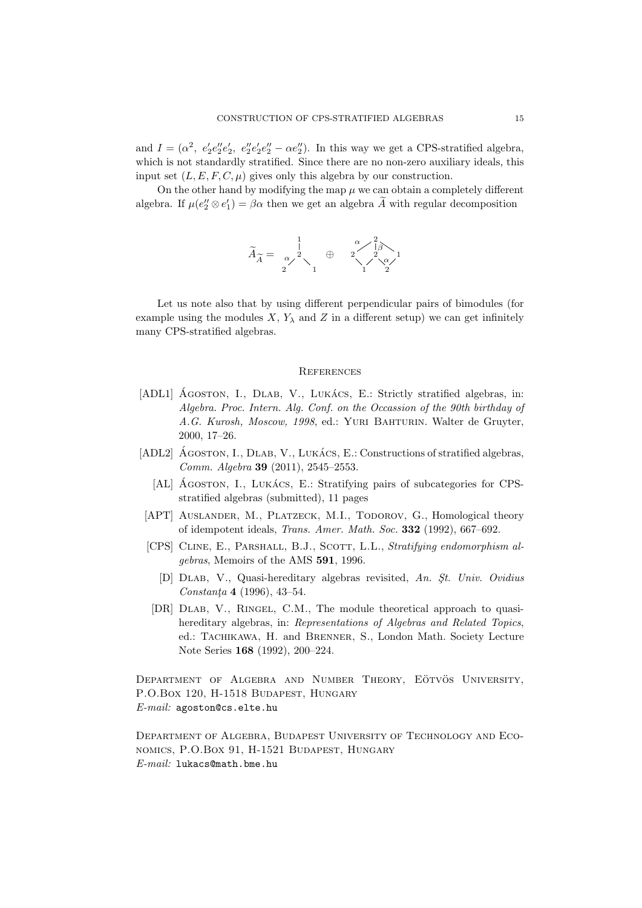and $I = (\alpha^2,\ e_2' e_2'' e_2',\ e_2'' e_2' e_2'' - \alpha e_2'')$. In this way we get a CPS-stratified algebra, which is not standardly stratified. Since there are no non-zero auxiliary ideals, this input set $(L, E, F, C, \mu)$ gives only this algebra by our construction.

On the other hand by modifying the map $\mu$ we can obtain a completely different algebra. If $\mu(e_2'' \otimes e_1') = \beta\alpha$ then we get an algebra $\widetilde{A}$ with regular decomposition

$$\widetilde{A}_{\widetilde{A}} = \begin{smallmatrix} & 1 & \\ & | & \\ & 2 & \\ \alpha\swarrow & & \searrow \\ 2 & & 1 \end{smallmatrix} \quad \oplus \quad \begin{smallmatrix} & & 2 & & \\ & \alpha\swarrow & |\beta & \searrow & \\ 2 & & 2 & & 1 \\ & \searrow\ \swarrow & & \searrow\alpha\swarrow & \\ & 1 & & 2 & \end{smallmatrix}$$

Let us note also that by using different perpendicular pairs of bimodules (for example using the modules $X$, $Y_\lambda$ and $Z$ in a different setup) we can get infinitely many CPS-stratified algebras.

## References

[ADL1] Ágoston, I., Dlab, V., Lukács, E.: Strictly stratified algebras, in: *Algebra. Proc. Intern. Alg. Conf. on the Occassion of the 90th birthday of A.G. Kurosh, Moscow, 1998*, ed.: Yuri Bahturin. Walter de Gruyter, 2000, 17–26.

[ADL2] Ágoston, I., Dlab, V., Lukács, E.: Constructions of stratified algebras, *Comm. Algebra* **39** (2011), 2545–2553.

[AL] Ágoston, I., Lukács, E.: Stratifying pairs of subcategories for CPS-stratified algebras (submitted), 11 pages

[APT] Auslander, M., Platzeck, M.I., Todorov, G., Homological theory of idempotent ideals, *Trans. Amer. Math. Soc.* **332** (1992), 667–692.

[CPS] Cline, E., Parshall, B.J., Scott, L.L., *Stratifying endomorphism algebras*, Memoirs of the AMS **591**, 1996.

[D] Dlab, V., Quasi-hereditary algebras revisited, *An. Şt. Univ. Ovidius Constanţa* **4** (1996), 43–54.

[DR] Dlab, V., Ringel, C.M., The module theoretical approach to quasi-hereditary algebras, in: *Representations of Algebras and Related Topics*, ed.: Tachikawa, H. and Brenner, S., London Math. Society Lecture Note Series **168** (1992), 200–224.

Department of Algebra and Number Theory, Eötvös University, P.O.Box 120, H-1518 Budapest, Hungary
*E-mail:* agoston@cs.elte.hu

Department of Algebra, Budapest University of Technology and Economics, P.O.Box 91, H-1521 Budapest, Hungary
*E-mail:* lukacs@math.bme.hu